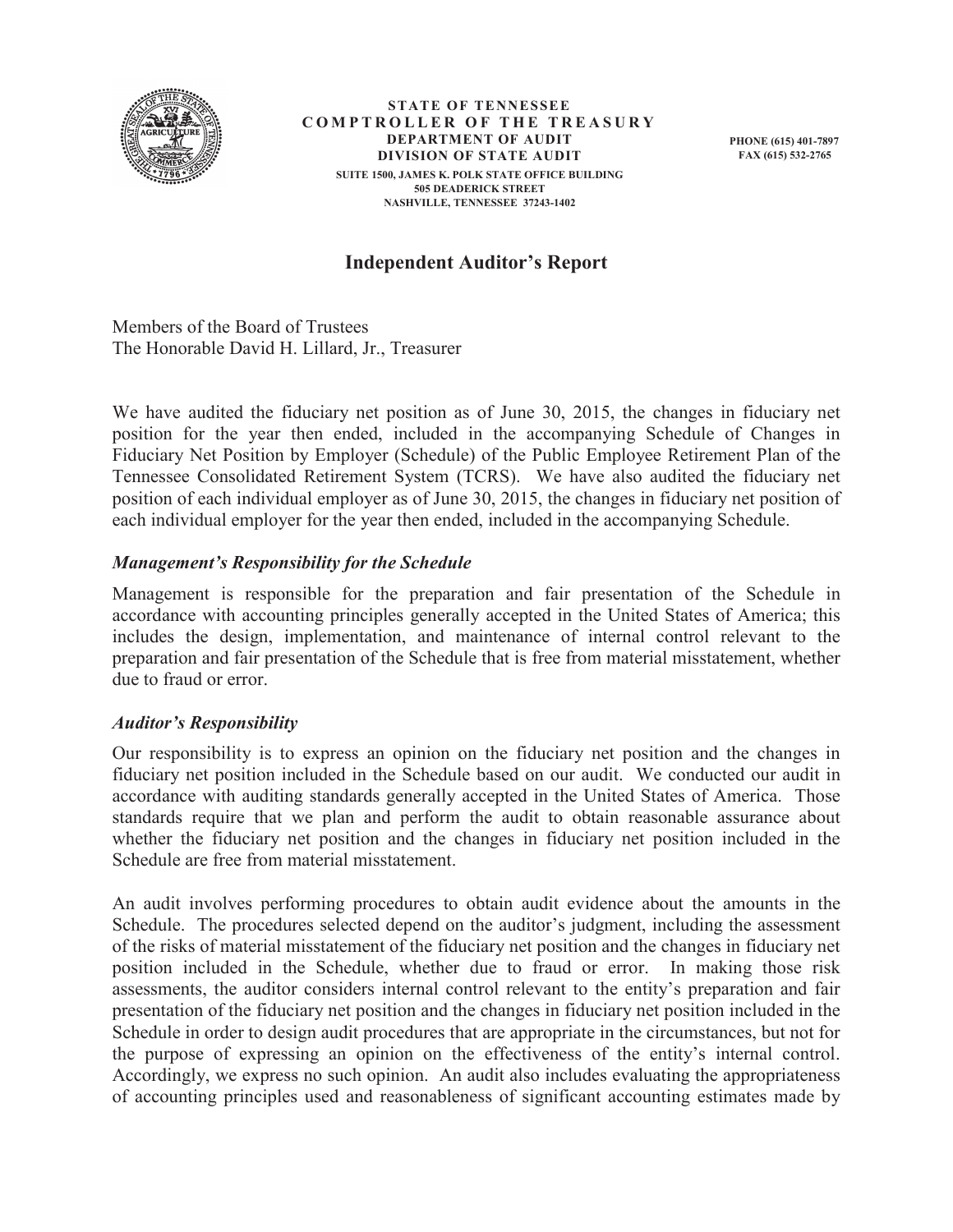**STATE OF TENNESSEE**
**COMPTROLLER OF THE TREASURY**
**DEPARTMENT OF AUDIT**
**DIVISION OF STATE AUDIT**
SUITE 1500, JAMES K. POLK STATE OFFICE BUILDING
505 DEADERICK STREET
NASHVILLE, TENNESSEE 37243-1402

PHONE (615) 401-7897
FAX (615) 532-2765

# Independent Auditor's Report

Members of the Board of Trustees
The Honorable David H. Lillard, Jr., Treasurer

We have audited the fiduciary net position as of June 30, 2015, the changes in fiduciary net position for the year then ended, included in the accompanying Schedule of Changes in Fiduciary Net Position by Employer (Schedule) of the Public Employee Retirement Plan of the Tennessee Consolidated Retirement System (TCRS). We have also audited the fiduciary net position of each individual employer as of June 30, 2015, the changes in fiduciary net position of each individual employer for the year then ended, included in the accompanying Schedule.

### *Management's Responsibility for the Schedule*

Management is responsible for the preparation and fair presentation of the Schedule in accordance with accounting principles generally accepted in the United States of America; this includes the design, implementation, and maintenance of internal control relevant to the preparation and fair presentation of the Schedule that is free from material misstatement, whether due to fraud or error.

### *Auditor's Responsibility*

Our responsibility is to express an opinion on the fiduciary net position and the changes in fiduciary net position included in the Schedule based on our audit. We conducted our audit in accordance with auditing standards generally accepted in the United States of America. Those standards require that we plan and perform the audit to obtain reasonable assurance about whether the fiduciary net position and the changes in fiduciary net position included in the Schedule are free from material misstatement.

An audit involves performing procedures to obtain audit evidence about the amounts in the Schedule. The procedures selected depend on the auditor's judgment, including the assessment of the risks of material misstatement of the fiduciary net position and the changes in fiduciary net position included in the Schedule, whether due to fraud or error. In making those risk assessments, the auditor considers internal control relevant to the entity's preparation and fair presentation of the fiduciary net position and the changes in fiduciary net position included in the Schedule in order to design audit procedures that are appropriate in the circumstances, but not for the purpose of expressing an opinion on the effectiveness of the entity's internal control. Accordingly, we express no such opinion. An audit also includes evaluating the appropriateness of accounting principles used and reasonableness of significant accounting estimates made by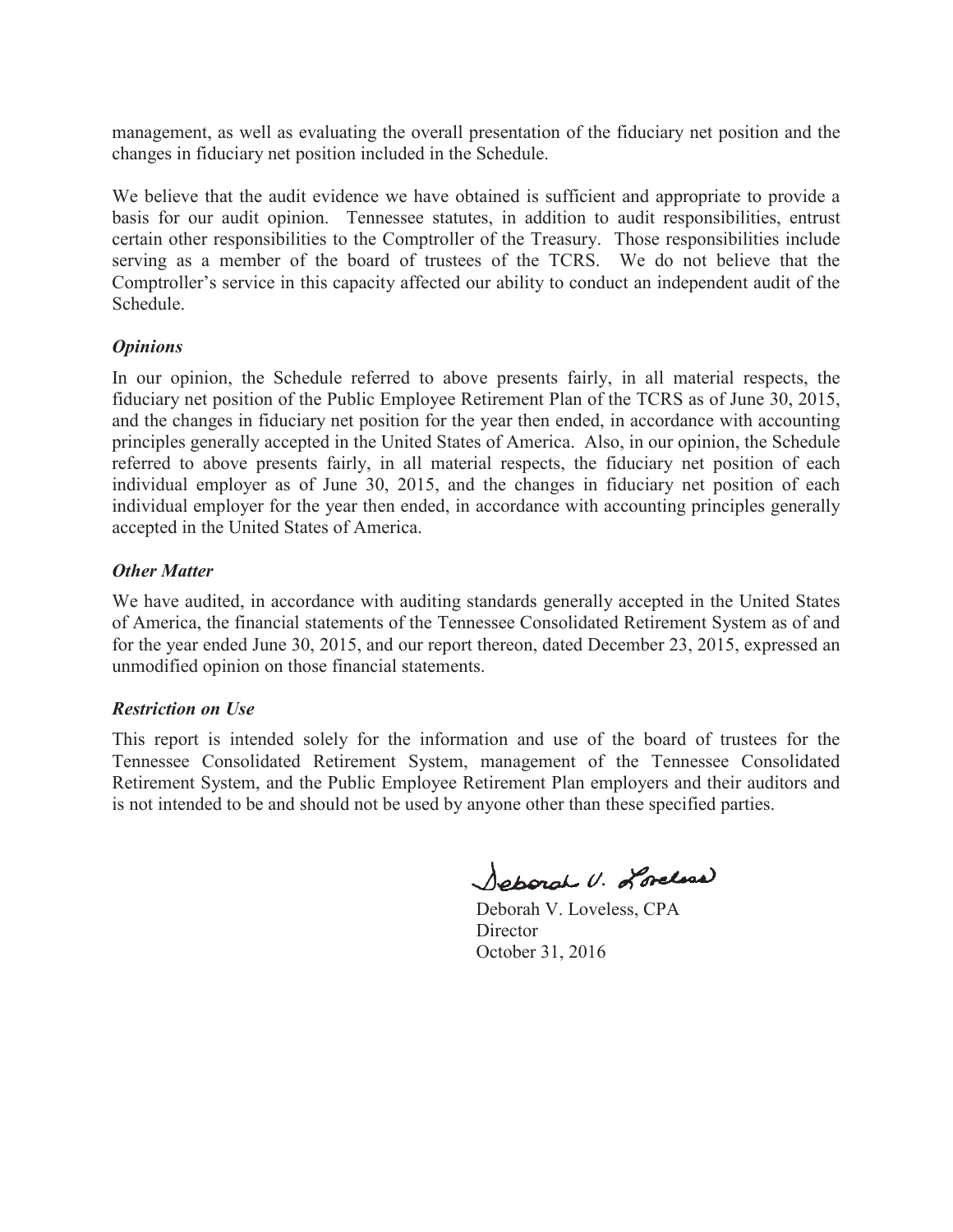management, as well as evaluating the overall presentation of the fiduciary net position and the changes in fiduciary net position included in the Schedule.

We believe that the audit evidence we have obtained is sufficient and appropriate to provide a basis for our audit opinion. Tennessee statutes, in addition to audit responsibilities, entrust certain other responsibilities to the Comptroller of the Treasury. Those responsibilities include serving as a member of the board of trustees of the TCRS. We do not believe that the Comptroller's service in this capacity affected our ability to conduct an independent audit of the Schedule.

### *Opinions*

In our opinion, the Schedule referred to above presents fairly, in all material respects, the fiduciary net position of the Public Employee Retirement Plan of the TCRS as of June 30, 2015, and the changes in fiduciary net position for the year then ended, in accordance with accounting principles generally accepted in the United States of America. Also, in our opinion, the Schedule referred to above presents fairly, in all material respects, the fiduciary net position of each individual employer as of June 30, 2015, and the changes in fiduciary net position of each individual employer for the year then ended, in accordance with accounting principles generally accepted in the United States of America.

### *Other Matter*

We have audited, in accordance with auditing standards generally accepted in the United States of America, the financial statements of the Tennessee Consolidated Retirement System as of and for the year ended June 30, 2015, and our report thereon, dated December 23, 2015, expressed an unmodified opinion on those financial statements.

### *Restriction on Use*

This report is intended solely for the information and use of the board of trustees for the Tennessee Consolidated Retirement System, management of the Tennessee Consolidated Retirement System, and the Public Employee Retirement Plan employers and their auditors and is not intended to be and should not be used by anyone other than these specified parties.

Deborah V. Loveless

Deborah V. Loveless, CPA
Director
October 31, 2016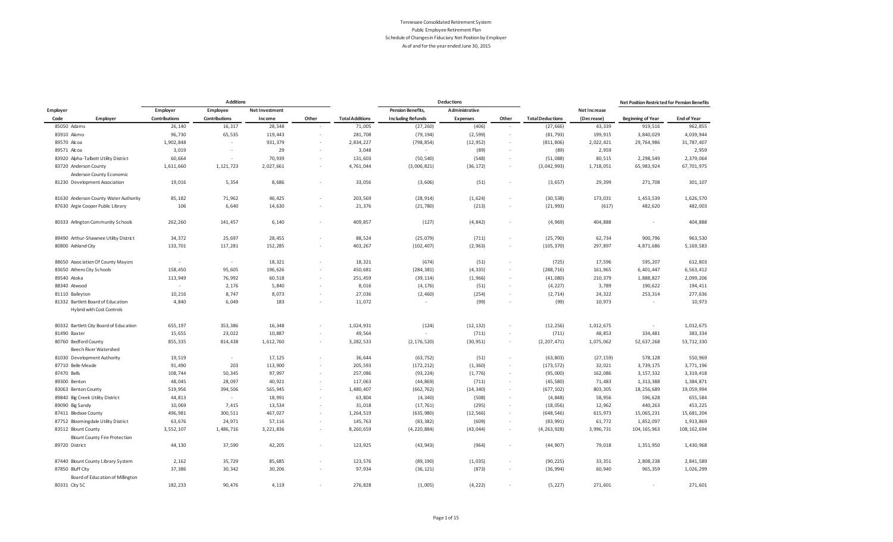Tennessee Consolidated Retirement System
Public Employee Retirement Plan
Schedule of Changes in Fiduciary Net Position by Employer
As of and for the year ended June 30, 2015

| | | Additions | | | | | Deductions | | | | | Net Position Restricted for Pension Benefits | |
|---|---|---|---|---|---|---|---|---|---|---|---|---|---|
| Employer Code | Employer | Employer Contributions | Employee Contributions | Net Investment Income | Other | Total Additions | Pension Benefits, Including Refunds | Administrative Expenses | Other | Total Deductions | Net Increase (Decrease) | Beginning of Year | End of Year |
| 85050 | Adams | 26,140 | 16,317 | 28,548 | - | 71,005 | (27,260) | (406) | - | (27,666) | 43,339 | 919,516 | 962,855 |
| 83910 | Alamo | 96,730 | 65,535 | 119,443 | - | 281,708 | (79,194) | (2,599) | - | (81,793) | 199,915 | 3,840,029 | 4,039,944 |
| 89570 | Alcoa | 1,902,848 | - | 931,379 | - | 2,834,227 | (798,854) | (12,952) | - | (811,806) | 2,022,421 | 29,764,986 | 31,787,407 |
| 89571 | Alcoa | 3,019 | - | 29 | - | 3,048 | - | (89) | - | (89) | 2,959 | - | 2,959 |
| 83920 | Alpha-Talbott Utility District | 60,664 | - | 70,939 | - | 131,603 | (50,540) | (548) | - | (51,088) | 80,515 | 2,298,549 | 2,379,064 |
| 83720 | Anderson County | 1,611,660 | 1,121,723 | 2,027,661 | - | 4,761,044 | (3,006,821) | (36,172) | - | (3,042,993) | 1,718,051 | 65,983,924 | 67,701,975 |
| 81230 | Anderson County Economic Development Association | 19,016 | 5,354 | 8,686 | - | 33,056 | (3,606) | (51) | - | (3,657) | 29,399 | 271,708 | 301,107 |
| 81630 | Anderson County Water Authority | 85,182 | 71,962 | 46,425 | - | 203,569 | (28,914) | (1,624) | - | (30,538) | 173,031 | 1,453,539 | 1,626,570 |
| 87630 | Argie Cooper Public Library | 106 | 6,640 | 14,630 | - | 21,376 | (21,780) | (213) | - | (21,993) | (617) | 482,620 | 482,003 |
| 80333 | Arlington Community Schools | 262,260 | 141,457 | 6,140 | - | 409,857 | (127) | (4,842) | - | (4,969) | 404,888 | - | 404,888 |
| 89490 | Arthur-Shawnee Utility District | 34,372 | 25,697 | 28,455 | - | 88,524 | (25,079) | (711) | - | (25,790) | 62,734 | 900,796 | 963,530 |
| 80800 | Ashland City | 133,701 | 117,281 | 152,285 | - | 403,267 | (102,407) | (2,963) | - | (105,370) | 297,897 | 4,871,686 | 5,169,583 |
| 88650 | Association Of County Mayors | - | - | 18,321 | - | 18,321 | (674) | (51) | - | (725) | 17,596 | 595,207 | 612,803 |
| 83650 | Athens City Schools | 158,450 | 95,605 | 196,626 | - | 450,681 | (284,381) | (4,335) | - | (288,716) | 161,965 | 6,401,447 | 6,563,412 |
| 89540 | Atoka | 113,949 | 76,992 | 60,518 | - | 251,459 | (39,114) | (1,966) | - | (41,080) | 210,379 | 1,888,827 | 2,099,206 |
| 88340 | Atwood | - | 2,176 | 5,840 | - | 8,016 | (4,176) | (51) | - | (4,227) | 3,789 | 190,622 | 194,411 |
| 81110 | Baileyton | 10,216 | 8,747 | 8,073 | - | 27,036 | (2,460) | (254) | - | (2,714) | 24,322 | 253,314 | 277,636 |
| 81332 | Bartlett Board of Education Hybrid with Cost Controls | 4,840 | 6,049 | 183 | - | 11,072 | - | (99) | - | (99) | 10,973 | - | 10,973 |
| 80332 | Bartlett City Board of Education | 655,197 | 353,386 | 16,348 | - | 1,024,931 | (124) | (12,132) | - | (12,256) | 1,012,675 | - | 1,012,675 |
| 81490 | Baxter | 15,655 | 23,022 | 10,887 | - | 49,564 | - | (711) | - | (711) | 48,853 | 334,481 | 383,334 |
| 80760 | Bedford County | 855,335 | 814,438 | 1,612,760 | - | 3,282,533 | (2,176,520) | (30,951) | - | (2,207,471) | 1,075,062 | 52,637,268 | 53,712,330 |
| 81030 | Beech River Watershed Development Authority | 19,519 | - | 17,125 | - | 36,644 | (63,752) | (51) | - | (63,803) | (27,159) | 578,128 | 550,969 |
| 87710 | Belle Meade | 91,490 | 203 | 113,900 | - | 205,593 | (172,212) | (1,360) | - | (173,572) | 32,021 | 3,739,175 | 3,771,196 |
| 87470 | Bells | 108,744 | 50,345 | 97,997 | - | 257,086 | (93,224) | (1,776) | - | (95,000) | 162,086 | 3,157,332 | 3,319,418 |
| 89300 | Benton | 48,045 | 28,097 | 40,921 | - | 117,063 | (44,869) | (711) | - | (45,580) | 71,483 | 1,313,388 | 1,384,871 |
| 83063 | Benton County | 519,956 | 394,506 | 565,945 | - | 1,480,407 | (662,762) | (14,340) | - | (677,102) | 803,305 | 18,256,689 | 19,059,994 |
| 89840 | Big Creek Utility District | 44,813 | - | 18,991 | - | 63,804 | (4,340) | (508) | - | (4,848) | 58,956 | 596,628 | 655,584 |
| 89090 | Big Sandy | 10,069 | 7,415 | 13,534 | - | 31,018 | (17,761) | (295) | - | (18,056) | 12,962 | 440,263 | 453,225 |
| 87411 | Bledsoe County | 496,981 | 300,511 | 467,027 | - | 1,264,519 | (635,980) | (12,566) | - | (648,546) | 615,973 | 15,065,231 | 15,681,204 |
| 87752 | Bloomingdale Utility District | 63,676 | 24,971 | 57,116 | - | 145,763 | (83,382) | (609) | - | (83,991) | 61,772 | 1,852,097 | 1,913,869 |
| 83512 | Blount County | 3,552,107 | 1,486,716 | 3,221,836 | - | 8,260,659 | (4,220,884) | (43,044) | - | (4,263,928) | 3,996,731 | 104,165,963 | 108,162,694 |
| 89720 | Blount County Fire Protection District | 44,130 | 37,590 | 42,205 | - | 123,925 | (43,943) | (964) | - | (44,907) | 79,018 | 1,351,950 | 1,430,968 |
| 87440 | Blount County Library System | 2,162 | 35,729 | 85,685 | - | 123,576 | (89,190) | (1,035) | - | (90,225) | 33,351 | 2,808,238 | 2,841,589 |
| 87850 | Bluff City | 37,386 | 30,342 | 30,206 | - | 97,934 | (36,121) | (873) | - | (36,994) | 60,940 | 965,359 | 1,026,299 |
| 80331 | Board of Education of Millington City SC | 182,233 | 90,476 | 4,119 | - | 276,828 | (1,005) | (4,222) | - | (5,227) | 271,601 | - | 271,601 |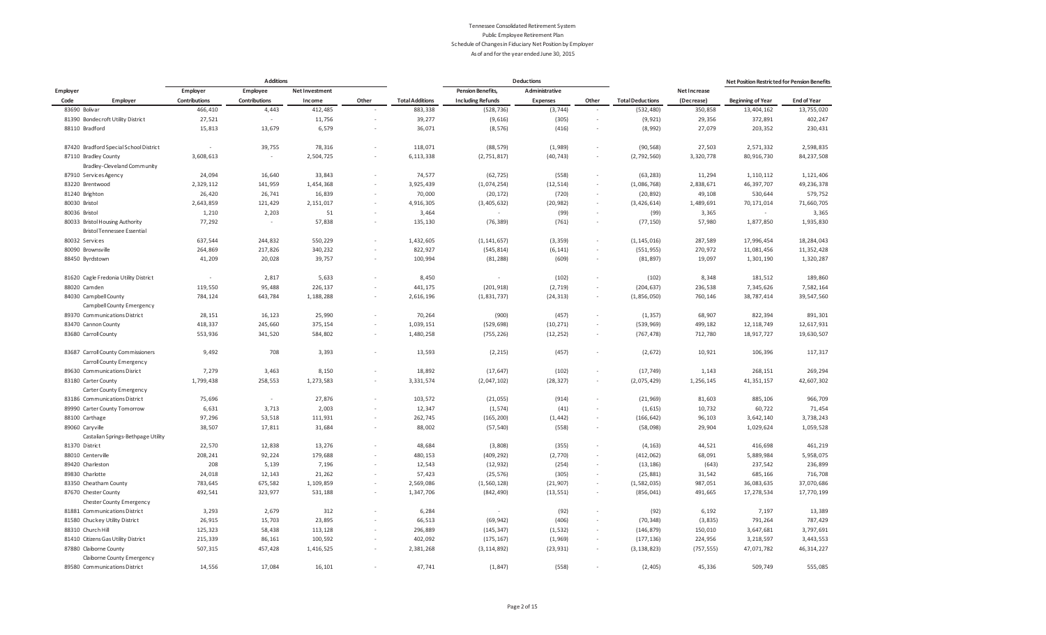# Tennessee Consolidated Retirement System
## Public Employee Retirement Plan
### Schedule of Changes in Fiduciary Net Position by Employer
#### As of and for the year ended June 30, 2015

| Employer Code | Employer | Additions: Employer Contributions | Additions: Employee Contributions | Additions: Net Investment Income | Additions: Other | Total Additions | Deductions: Pension Benefits, Including Refunds | Deductions: Administrative Expenses | Deductions: Other | Total Deductions | Net Increase (Decrease) | Net Position Restricted for Pension Benefits: Beginning of Year | Net Position Restricted for Pension Benefits: End of Year |
|---|---|---|---|---|---|---|---|---|---|---|---|---|---|
| 83690 | Bolivar | 466,410 | 4,443 | 412,485 | - | 883,338 | (528,736) | (3,744) | - | (532,480) | 350,858 | 13,404,162 | 13,755,020 |
| 81390 | Bondecroft Utility District | 27,521 | - | 11,756 | - | 39,277 | (9,616) | (305) | - | (9,921) | 29,356 | 372,891 | 402,247 |
| 88110 | Bradford | 15,813 | 13,679 | 6,579 | - | 36,071 | (8,576) | (416) | - | (8,992) | 27,079 | 203,352 | 230,431 |
| 87420 | Bradford Special School District | - | 39,755 | 78,316 | - | 118,071 | (88,579) | (1,989) | - | (90,568) | 27,503 | 2,571,332 | 2,598,835 |
| 87110 | Bradley County | 3,608,613 | - | 2,504,725 | - | 6,113,338 | (2,751,817) | (40,743) | - | (2,792,560) | 3,320,778 | 80,916,730 | 84,237,508 |
| 87910 | Bradley-Cleveland Community Services Agency | 24,094 | 16,640 | 33,843 | - | 74,577 | (62,725) | (558) | - | (63,283) | 11,294 | 1,110,112 | 1,121,406 |
| 83220 | Brentwood | 2,329,112 | 141,959 | 1,454,368 | - | 3,925,439 | (1,074,254) | (12,514) | - | (1,086,768) | 2,838,671 | 46,397,707 | 49,236,378 |
| 81240 | Brighton | 26,420 | 26,741 | 16,839 | - | 70,000 | (20,172) | (720) | - | (20,892) | 49,108 | 530,644 | 579,752 |
| 80030 | Bristol | 2,643,859 | 121,429 | 2,151,017 | - | 4,916,305 | (3,405,632) | (20,982) | - | (3,426,614) | 1,489,691 | 70,171,014 | 71,660,705 |
| 80036 | Bristol | 1,210 | 2,203 | 51 | - | 3,464 | - | (99) | - | (99) | 3,365 | - | 3,365 |
| 80033 | Bristol Housing Authority | 77,292 | - | 57,838 | - | 135,130 | (76,389) | (761) | - | (77,150) | 57,980 | 1,877,850 | 1,935,830 |
| 80032 | Bristol Tennessee Essential Services | 637,544 | 244,832 | 550,229 | - | 1,432,605 | (1,141,657) | (3,359) | - | (1,145,016) | 287,589 | 17,996,454 | 18,284,043 |
| 80090 | Brownsville | 264,869 | 217,826 | 340,232 | - | 822,927 | (545,814) | (6,141) | - | (551,955) | 270,972 | 11,081,456 | 11,352,428 |
| 88450 | Byrdstown | 41,209 | 20,028 | 39,757 | - | 100,994 | (81,288) | (609) | - | (81,897) | 19,097 | 1,301,190 | 1,320,287 |
| 81620 | Cagle Fredonia Utility District | - | 2,817 | 5,633 | - | 8,450 | - | (102) | - | (102) | 8,348 | 181,512 | 189,860 |
| 88020 | Camden | 119,550 | 95,488 | 226,137 | - | 441,175 | (201,918) | (2,719) | - | (204,637) | 236,538 | 7,345,626 | 7,582,164 |
| 84030 | Campbell County | 784,124 | 643,784 | 1,188,288 | - | 2,616,196 | (1,831,737) | (24,313) | - | (1,856,050) | 760,146 | 38,787,414 | 39,547,560 |
| 89370 | Campbell County Emergency Communications District | 28,151 | 16,123 | 25,990 | - | 70,264 | (900) | (457) | - | (1,357) | 68,907 | 822,394 | 891,301 |
| 83470 | Cannon County | 418,337 | 245,660 | 375,154 | - | 1,039,151 | (529,698) | (10,271) | - | (539,969) | 499,182 | 12,118,749 | 12,617,931 |
| 83680 | Carroll County | 553,936 | 341,520 | 584,802 | - | 1,480,258 | (755,226) | (12,252) | - | (767,478) | 712,780 | 18,917,727 | 19,630,507 |
| 83687 | Carroll County Commissioners | 9,492 | 708 | 3,393 | - | 13,593 | (2,215) | (457) | - | (2,672) | 10,921 | 106,396 | 117,317 |
| 89630 | Carroll County Emergency Communications Disrict | 7,279 | 3,463 | 8,150 | - | 18,892 | (17,647) | (102) | - | (17,749) | 1,143 | 268,151 | 269,294 |
| 83180 | Carter County | 1,799,438 | 258,553 | 1,273,583 | - | 3,331,574 | (2,047,102) | (28,327) | - | (2,075,429) | 1,256,145 | 41,351,157 | 42,607,302 |
| 83186 | Carter County Emergency Communications District | 75,696 | - | 27,876 | - | 103,572 | (21,055) | (914) | - | (21,969) | 81,603 | 885,106 | 966,709 |
| 89990 | Carter County Tomorrow | 6,631 | 3,713 | 2,003 | - | 12,347 | (1,574) | (41) | - | (1,615) | 10,732 | 60,722 | 71,454 |
| 88100 | Carthage | 97,296 | 53,518 | 111,931 | - | 262,745 | (165,200) | (1,442) | - | (166,642) | 96,103 | 3,642,140 | 3,738,243 |
| 89060 | Caryville | 38,507 | 17,811 | 31,684 | - | 88,002 | (57,540) | (558) | - | (58,098) | 29,904 | 1,029,624 | 1,059,528 |
| 81370 | Castalian Springs-Bethpage Utility District | 22,570 | 12,838 | 13,276 | - | 48,684 | (3,808) | (355) | - | (4,163) | 44,521 | 416,698 | 461,219 |
| 88010 | Centerville | 208,241 | 92,224 | 179,688 | - | 480,153 | (409,292) | (2,770) | - | (412,062) | 68,091 | 5,889,984 | 5,958,075 |
| 89420 | Charleston | 208 | 5,139 | 7,196 | - | 12,543 | (12,932) | (254) | - | (13,186) | (643) | 237,542 | 236,899 |
| 89830 | Charlotte | 24,018 | 12,143 | 21,262 | - | 57,423 | (25,576) | (305) | - | (25,881) | 31,542 | 685,166 | 716,708 |
| 83350 | Cheatham County | 783,645 | 675,582 | 1,109,859 | - | 2,569,086 | (1,560,128) | (21,907) | - | (1,582,035) | 987,051 | 36,083,635 | 37,070,686 |
| 87670 | Chester County | 492,541 | 323,977 | 531,188 | - | 1,347,706 | (842,490) | (13,551) | - | (856,041) | 491,665 | 17,278,534 | 17,770,199 |
| 81881 | Chester County Emergency Communications District | 3,293 | 2,679 | 312 | - | 6,284 | - | (92) | - | (92) | 6,192 | 7,197 | 13,389 |
| 81580 | Chuckey Utility District | 26,915 | 15,703 | 23,895 | - | 66,513 | (69,942) | (406) | - | (70,348) | (3,835) | 791,264 | 787,429 |
| 88310 | Church Hill | 125,323 | 58,438 | 113,128 | - | 296,889 | (145,347) | (1,532) | - | (146,879) | 150,010 | 3,647,681 | 3,797,691 |
| 81410 | Citizens Gas Utility District | 215,339 | 86,161 | 100,592 | - | 402,092 | (175,167) | (1,969) | - | (177,136) | 224,956 | 3,218,597 | 3,443,553 |
| 87880 | Claiborne County | 507,315 | 457,428 | 1,416,525 | - | 2,381,268 | (3,114,892) | (23,931) | - | (3,138,823) | (757,555) | 47,071,782 | 46,314,227 |
| 89580 | Claiborne County Emergency Communications District | 14,556 | 17,084 | 16,101 | - | 47,741 | (1,847) | (558) | - | (2,405) | 45,336 | 509,749 | 555,085 |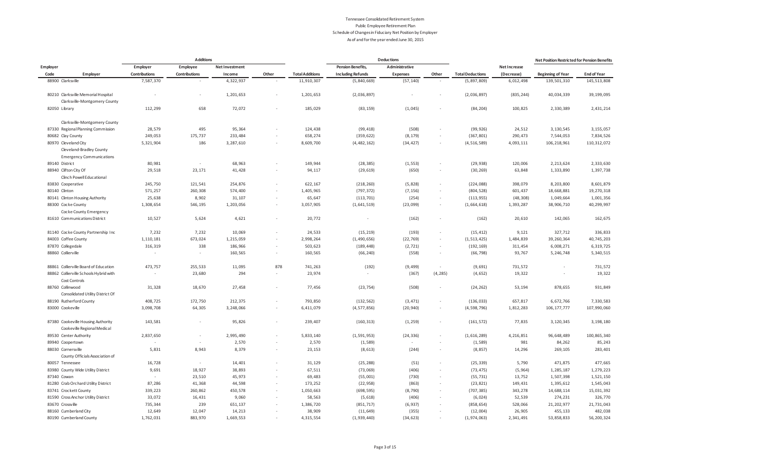Tennessee Consolidated Retirement System
Public Employee Retirement Plan
Schedule of Changes in Fiduciary Net Position by Employer
As of and for the year ended June 30, 2015

| Employer Code | Employer | Additions: Employer Contributions | Additions: Employee Contributions | Additions: Net Investment Income | Additions: Other | Total Additions | Deductions: Pension Benefits, Including Refunds | Deductions: Administrative Expenses | Deductions: Other | Total Deductions | Net Increase (Decrease) | Net Position Restricted for Pension Benefits: Beginning of Year | Net Position Restricted for Pension Benefits: End of Year |
|---|---|---|---|---|---|---|---|---|---|---|---|---|---|
| 88900 | Clarksville | 7,587,370 | - | 4,322,937 | - | 11,910,307 | (5,840,669) | (57,140) | - | (5,897,809) | 6,012,498 | 139,501,310 | 145,513,808 |
| 80210 | Clarksville Memorial Hospital | - | - | 1,201,653 | - | 1,201,653 | (2,036,897) | - | - | (2,036,897) | (835,244) | 40,034,339 | 39,199,095 |
| 82050 | Clarksville-Montgomery County Library | 112,299 | 658 | 72,072 | - | 185,029 | (83,159) | (1,045) | - | (84,204) | 100,825 | 2,330,389 | 2,431,214 |
| 87330 | Clarksville-Montgomery County Regional Planning Commission | 28,579 | 495 | 95,364 | - | 124,438 | (99,418) | (508) | - | (99,926) | 24,512 | 3,130,545 | 3,155,057 |
| 80682 | Clay County | 249,053 | 175,737 | 233,484 | - | 658,274 | (359,622) | (8,179) | - | (367,801) | 290,473 | 7,544,053 | 7,834,526 |
| 80970 | Cleveland City | 5,321,904 | 186 | 3,287,610 | - | 8,609,700 | (4,482,162) | (34,427) | - | (4,516,589) | 4,093,111 | 106,218,961 | 110,312,072 |
| 89140 | Cleveland-Bradley County Emergency Communications District | 80,981 | - | 68,963 | - | 149,944 | (28,385) | (1,553) | - | (29,938) | 120,006 | 2,213,624 | 2,333,630 |
| 88940 | Clifton City Of | 29,518 | 23,171 | 41,428 | - | 94,117 | (29,619) | (650) | - | (30,269) | 63,848 | 1,333,890 | 1,397,738 |
| 83830 | Clinch Powell Educational Cooperative | 245,750 | 121,541 | 254,876 | - | 622,167 | (218,260) | (5,828) | - | (224,088) | 398,079 | 8,203,800 | 8,601,879 |
| 80140 | Clinton | 571,257 | 260,308 | 574,400 | - | 1,405,965 | (797,372) | (7,156) | - | (804,528) | 601,437 | 18,668,881 | 19,270,318 |
| 80141 | Clinton Housing Authority | 25,638 | 8,902 | 31,107 | - | 65,647 | (113,701) | (254) | - | (113,955) | (48,308) | 1,049,664 | 1,001,356 |
| 88300 | Cocke County | 1,308,654 | 546,195 | 1,203,056 | - | 3,057,905 | (1,641,519) | (23,099) | - | (1,664,618) | 1,393,287 | 38,906,710 | 40,299,997 |
| 81610 | Cocke County Emergency Communications District | 10,527 | 5,624 | 4,621 | - | 20,772 | - | (162) | - | (162) | 20,610 | 142,065 | 162,675 |
| 81140 | Cocke County Partnership Inc | 7,232 | 7,232 | 10,069 | - | 24,533 | (15,219) | (193) | - | (15,412) | 9,121 | 327,712 | 336,833 |
| 84003 | Coffee County | 1,110,181 | 673,024 | 1,215,059 | - | 2,998,264 | (1,490,656) | (22,769) | - | (1,513,425) | 1,484,839 | 39,260,364 | 40,745,203 |
| 87870 | Collegedale | 316,319 | 338 | 186,966 | - | 503,623 | (189,448) | (2,721) | - | (192,169) | 311,454 | 6,008,271 | 6,319,725 |
| 88860 | Collierville | - | - | 160,565 | - | 160,565 | (66,240) | (558) | - | (66,798) | 93,767 | 5,246,748 | 5,340,515 |
| 88861 | Collierville Board of Education | 473,757 | 255,533 | 11,095 | 878 | 741,263 | (192) | (9,499) | - | (9,691) | 731,572 | - | 731,572 |
| 88862 | Collierville Schools Hybrid with Cost Controls | - | 23,680 | 294 | - | 23,974 | - | (367) | (4,285) | (4,652) | 19,322 | - | 19,322 |
| 88760 | Collinwood | 31,328 | 18,670 | 27,458 | - | 77,456 | (23,754) | (508) | - | (24,262) | 53,194 | 878,655 | 931,849 |
| 88190 | Consolidated Utility District Of Rutherford County | 408,725 | 172,750 | 212,375 | - | 793,850 | (132,562) | (3,471) | - | (136,033) | 657,817 | 6,672,766 | 7,330,583 |
| 83000 | Cookeville | 3,098,708 | 64,305 | 3,248,066 | - | 6,411,079 | (4,577,856) | (20,940) | - | (4,598,796) | 1,812,283 | 106,177,777 | 107,990,060 |
| 87380 | Cookeville Housing Authority | 143,581 | - | 95,826 | - | 239,407 | (160,313) | (1,259) | - | (161,572) | 77,835 | 3,120,345 | 3,198,180 |
| 89530 | Cookeville Regional Medical Center Authority | 2,837,650 | - | 2,995,490 | - | 5,833,140 | (1,591,953) | (24,336) | - | (1,616,289) | 4,216,851 | 96,648,489 | 100,865,340 |
| 89940 | Coopertown | - | - | 2,570 | - | 2,570 | (1,589) | - | - | (1,589) | 981 | 84,262 | 85,243 |
| 88030 | Cornersville | 5,831 | 8,943 | 8,379 | - | 23,153 | (8,613) | (244) | - | (8,857) | 14,296 | 269,105 | 283,401 |
| 80057 | County Officials Association of Tennessee | 16,728 | - | 14,401 | - | 31,129 | (25,288) | (51) | - | (25,339) | 5,790 | 471,875 | 477,665 |
| 83980 | County Wide Utility District | 9,691 | 18,927 | 38,893 | - | 67,511 | (73,069) | (406) | - | (73,475) | (5,964) | 1,285,187 | 1,279,223 |
| 87340 | Cowan | - | 23,510 | 45,973 | - | 69,483 | (55,001) | (730) | - | (55,731) | 13,752 | 1,507,398 | 1,521,150 |
| 81280 | Crab Orchard Utility District | 87,286 | 41,368 | 44,598 | - | 173,252 | (22,958) | (863) | - | (23,821) | 149,431 | 1,395,612 | 1,545,043 |
| 83741 | Crockett County | 339,223 | 260,862 | 450,578 | - | 1,050,663 | (698,595) | (8,790) | - | (707,385) | 343,278 | 14,688,114 | 15,031,392 |
| 81590 | Cross Anchor Utility District | 33,072 | 16,431 | 9,060 | - | 58,563 | (5,618) | (406) | - | (6,024) | 52,539 | 274,231 | 326,770 |
| 83670 | Crossville | 735,344 | 239 | 651,137 | - | 1,386,720 | (851,717) | (6,937) | - | (858,654) | 528,066 | 21,202,977 | 21,731,043 |
| 88160 | Cumberland City | 12,649 | 12,047 | 14,213 | - | 38,909 | (11,649) | (355) | - | (12,004) | 26,905 | 455,133 | 482,038 |
| 80190 | Cumberland County | 1,762,031 | 883,970 | 1,669,553 | - | 4,315,554 | (1,939,440) | (34,623) | - | (1,974,063) | 2,341,491 | 53,858,833 | 56,200,324 |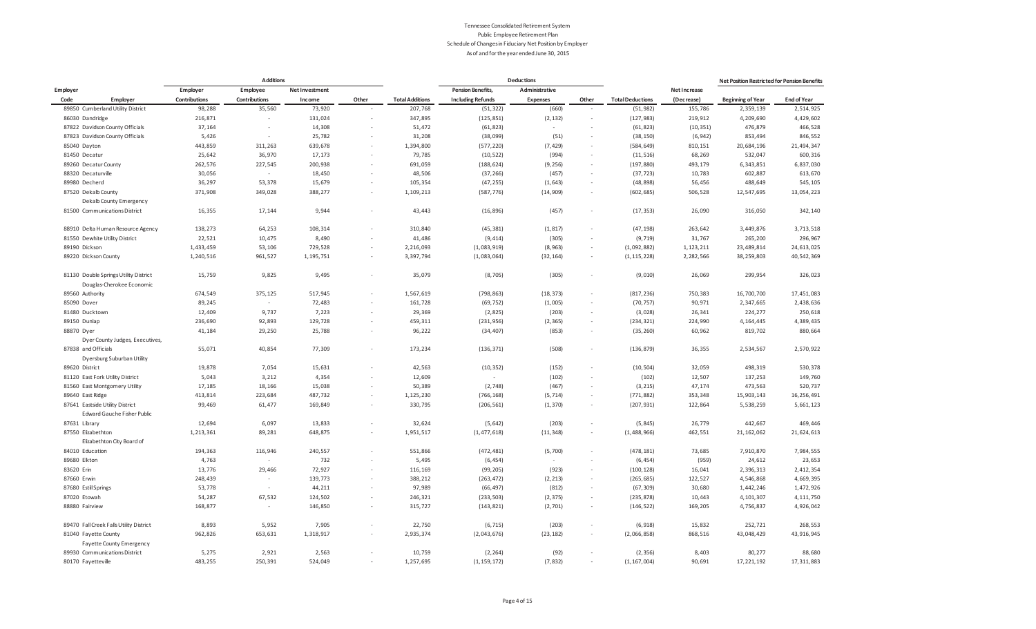Tennessee Consolidated Retirement System
Public Employee Retirement Plan
Schedule of Changes in Fiduciary Net Position by Employer
As of and for the year ended June 30, 2015

| | | Additions | | | | | Deductions | | | | | Net Position Restricted for Pension Benefits | |
|---|---|---|---|---|---|---|---|---|---|---|---|---|---|
| Employer Code | Employer | Employer Contributions | Employee Contributions | Net Investment Income | Other | Total Additions | Pension Benefits, Including Refunds | Administrative Expenses | Other | Total Deductions | Net Increase (Decrease) | Beginning of Year | End of Year |
| 89850 | Cumberland Utility District | 98,288 | 35,560 | 73,920 | - | 207,768 | (51,322) | (660) | - | (51,982) | 155,786 | 2,359,139 | 2,514,925 |
| 86030 | Dandridge | 216,871 | - | 131,024 | - | 347,895 | (125,851) | (2,132) | - | (127,983) | 219,912 | 4,209,690 | 4,429,602 |
| 87822 | Davidson County Officials | 37,164 | - | 14,308 | - | 51,472 | (61,823) | - | - | (61,823) | (10,351) | 476,879 | 466,528 |
| 87823 | Davidson County Officials | 5,426 | - | 25,782 | - | 31,208 | (38,099) | (51) | - | (38,150) | (6,942) | 853,494 | 846,552 |
| 85040 | Dayton | 443,859 | 311,263 | 639,678 | - | 1,394,800 | (577,220) | (7,429) | - | (584,649) | 810,151 | 20,684,196 | 21,494,347 |
| 81450 | Decatur | 25,642 | 36,970 | 17,173 | - | 79,785 | (10,522) | (994) | - | (11,516) | 68,269 | 532,047 | 600,316 |
| 89260 | Decatur County | 262,576 | 227,545 | 200,938 | - | 691,059 | (188,624) | (9,256) | - | (197,880) | 493,179 | 6,343,851 | 6,837,030 |
| 88320 | Decaturville | 30,056 | - | 18,450 | - | 48,506 | (37,266) | (457) | - | (37,723) | 10,783 | 602,887 | 613,670 |
| 89980 | Decherd | 36,297 | 53,378 | 15,679 | - | 105,354 | (47,255) | (1,643) | - | (48,898) | 56,456 | 488,649 | 545,105 |
| 87520 | Dekalb County | 371,908 | 349,028 | 388,277 | - | 1,109,213 | (587,776) | (14,909) | - | (602,685) | 506,528 | 12,547,695 | 13,054,223 |
| 81500 | Dekalb County Emergency Communications District | 16,355 | 17,144 | 9,944 | - | 43,443 | (16,896) | (457) | - | (17,353) | 26,090 | 316,050 | 342,140 |
| 88910 | Delta Human Resource Agency | 138,273 | 64,253 | 108,314 | - | 310,840 | (45,381) | (1,817) | - | (47,198) | 263,642 | 3,449,876 | 3,713,518 |
| 81550 | Dewhite Utility District | 22,521 | 10,475 | 8,490 | - | 41,486 | (9,414) | (305) | - | (9,719) | 31,767 | 265,200 | 296,967 |
| 89190 | Dickson | 1,433,459 | 53,106 | 729,528 | - | 2,216,093 | (1,083,919) | (8,963) | - | (1,092,882) | 1,123,211 | 23,489,814 | 24,613,025 |
| 89220 | Dickson County | 1,240,516 | 961,527 | 1,195,751 | - | 3,397,794 | (1,083,064) | (32,164) | - | (1,115,228) | 2,282,566 | 38,259,803 | 40,542,369 |
| 81130 | Double Springs Utility District | 15,759 | 9,825 | 9,495 | - | 35,079 | (8,705) | (305) | - | (9,010) | 26,069 | 299,954 | 326,023 |
| 89560 | Douglas-Cherokee Economic Authority | 674,549 | 375,125 | 517,945 | - | 1,567,619 | (798,863) | (18,373) | - | (817,236) | 750,383 | 16,700,700 | 17,451,083 |
| 85090 | Dover | 89,245 | - | 72,483 | - | 161,728 | (69,752) | (1,005) | - | (70,757) | 90,971 | 2,347,665 | 2,438,636 |
| 81480 | Ducktown | 12,409 | 9,737 | 7,223 | - | 29,369 | (2,825) | (203) | - | (3,028) | 26,341 | 224,277 | 250,618 |
| 89150 | Dunlap | 236,690 | 92,893 | 129,728 | - | 459,311 | (231,956) | (2,365) | - | (234,321) | 224,990 | 4,164,445 | 4,389,435 |
| 88870 | Dyer | 41,184 | 29,250 | 25,788 | - | 96,222 | (34,407) | (853) | - | (35,260) | 60,962 | 819,702 | 880,664 |
| 87838 | Dyer County Judges, Executives, and Officials | 55,071 | 40,854 | 77,309 | - | 173,234 | (136,371) | (508) | - | (136,879) | 36,355 | 2,534,567 | 2,570,922 |
| 89620 | Dyersburg Suburban Utility District | 19,878 | 7,054 | 15,631 | - | 42,563 | (10,352) | (152) | - | (10,504) | 32,059 | 498,319 | 530,378 |
| 81120 | East Fork Utility District | 5,043 | 3,212 | 4,354 | - | 12,609 | - | (102) | - | (102) | 12,507 | 137,253 | 149,760 |
| 81560 | East Montgomery Utility | 17,185 | 18,166 | 15,038 | - | 50,389 | (2,748) | (467) | - | (3,215) | 47,174 | 473,563 | 520,737 |
| 89640 | East Ridge | 413,814 | 223,684 | 487,732 | - | 1,125,230 | (766,168) | (5,714) | - | (771,882) | 353,348 | 15,903,143 | 16,256,491 |
| 87641 | Eastside Utility District | 99,469 | 61,477 | 169,849 | - | 330,795 | (206,561) | (1,370) | - | (207,931) | 122,864 | 5,538,259 | 5,661,123 |
| 87631 | Edward Gauche Fisher Public Library | 12,694 | 6,097 | 13,833 | - | 32,624 | (5,642) | (203) | - | (5,845) | 26,779 | 442,667 | 469,446 |
| 87550 | Elizabethton | 1,213,361 | 89,281 | 648,875 | - | 1,951,517 | (1,477,618) | (11,348) | - | (1,488,966) | 462,551 | 21,162,062 | 21,624,613 |
| 84010 | Elizabethton City Board of Education | 194,363 | 116,946 | 240,557 | - | 551,866 | (472,481) | (5,700) | - | (478,181) | 73,685 | 7,910,870 | 7,984,555 |
| 89680 | Elkton | 4,763 | - | 732 | - | 5,495 | (6,454) | - | - | (6,454) | (959) | 24,612 | 23,653 |
| 83620 | Erin | 13,776 | 29,466 | 72,927 | - | 116,169 | (99,205) | (923) | - | (100,128) | 16,041 | 2,396,313 | 2,412,354 |
| 87660 | Erwin | 248,439 | - | 139,773 | - | 388,212 | (263,472) | (2,213) | - | (265,685) | 122,527 | 4,546,868 | 4,669,395 |
| 87680 | Estill Springs | 53,778 | - | 44,211 | - | 97,989 | (66,497) | (812) | - | (67,309) | 30,680 | 1,442,246 | 1,472,926 |
| 87020 | Etowah | 54,287 | 67,532 | 124,502 | - | 246,321 | (233,503) | (2,375) | - | (235,878) | 10,443 | 4,101,307 | 4,111,750 |
| 88880 | Fairview | 168,877 | - | 146,850 | - | 315,727 | (143,821) | (2,701) | - | (146,522) | 169,205 | 4,756,837 | 4,926,042 |
| 89470 | Fall Creek Falls Utility District | 8,893 | 5,952 | 7,905 | - | 22,750 | (6,715) | (203) | - | (6,918) | 15,832 | 252,721 | 268,553 |
| 81040 | Fayette County | 962,826 | 653,631 | 1,318,917 | - | 2,935,374 | (2,043,676) | (23,182) | - | (2,066,858) | 868,516 | 43,048,429 | 43,916,945 |
| 89930 | Fayette County Emergency Communications District | 5,275 | 2,921 | 2,563 | - | 10,759 | (2,264) | (92) | - | (2,356) | 8,403 | 80,277 | 88,680 |
| 80170 | Fayetteville | 483,255 | 250,391 | 524,049 | - | 1,257,695 | (1,159,172) | (7,832) | - | (1,167,004) | 90,691 | 17,221,192 | 17,311,883 |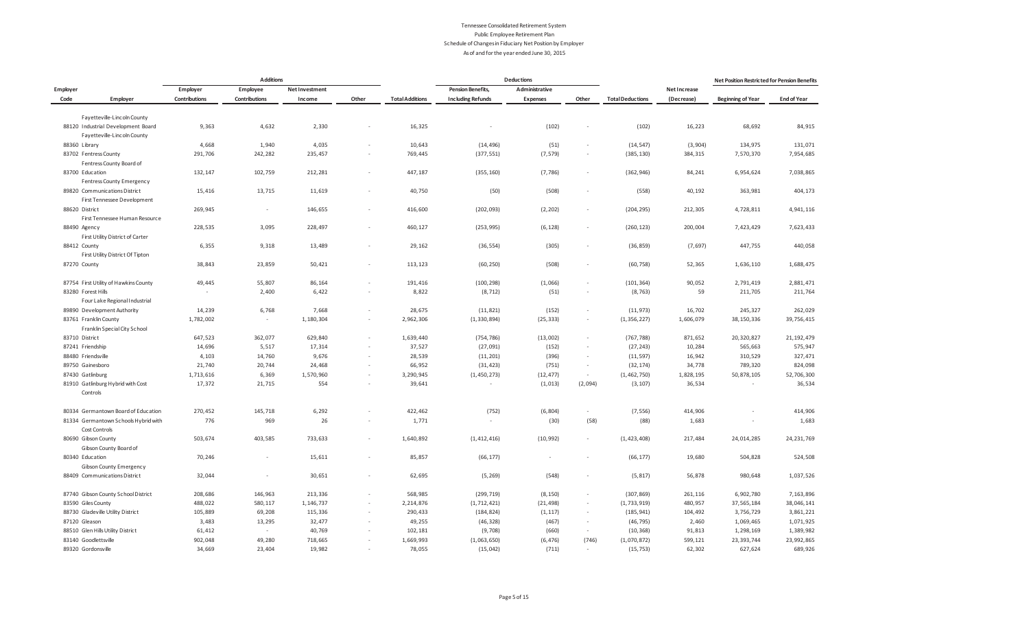Tennessee Consolidated Retirement System
Public Employee Retirement Plan
Schedule of Changes in Fiduciary Net Position by Employer
As of and for the year ended June 30, 2015

| | | Additions | | | | | Deductions | | | | | Net Position Restricted for Pension Benefits | |
|---|---|---|---|---|---|---|---|---|---|---|---|---|---|
| Employer Code | Employer | Employer Contributions | Employee Contributions | Net Investment Income | Other | Total Additions | Pension Benefits, Including Refunds | Administrative Expenses | Other | Total Deductions | Net Increase (Decrease) | Beginning of Year | End of Year |
| 88120 | Fayetteville-Lincoln County Industrial Development Board | 9,363 | 4,632 | 2,330 | - | 16,325 | - | (102) | - | (102) | 16,223 | 68,692 | 84,915 |
| 88360 | Fayetteville-Lincoln County Library | 4,668 | 1,940 | 4,035 | - | 10,643 | (14,496) | (51) | - | (14,547) | (3,904) | 134,975 | 131,071 |
| 83702 | Fentress County | 291,706 | 242,282 | 235,457 | - | 769,445 | (377,551) | (7,579) | - | (385,130) | 384,315 | 7,570,370 | 7,954,685 |
| 83700 | Fentress County Board of Education | 132,147 | 102,759 | 212,281 | - | 447,187 | (355,160) | (7,786) | - | (362,946) | 84,241 | 6,954,624 | 7,038,865 |
| 89820 | Fentress County Emergency Communications District | 15,416 | 13,715 | 11,619 | - | 40,750 | (50) | (508) | - | (558) | 40,192 | 363,981 | 404,173 |
| 88620 | First Tennessee Development District | 269,945 | - | 146,655 | - | 416,600 | (202,093) | (2,202) | - | (204,295) | 212,305 | 4,728,811 | 4,941,116 |
| 88490 | First Tennessee Human Resource Agency | 228,535 | 3,095 | 228,497 | - | 460,127 | (253,995) | (6,128) | - | (260,123) | 200,004 | 7,423,429 | 7,623,433 |
| 88412 | First Utility District of Carter County | 6,355 | 9,318 | 13,489 | - | 29,162 | (36,554) | (305) | - | (36,859) | (7,697) | 447,755 | 440,058 |
| 87270 | First Utility District Of Tipton County | 38,843 | 23,859 | 50,421 | - | 113,123 | (60,250) | (508) | - | (60,758) | 52,365 | 1,636,110 | 1,688,475 |
| 87754 | First Utility of Hawkins County | 49,445 | 55,807 | 86,164 | - | 191,416 | (100,298) | (1,066) | - | (101,364) | 90,052 | 2,791,419 | 2,881,471 |
| 83280 | Forest Hills | - | 2,400 | 6,422 | - | 8,822 | (8,712) | (51) | - | (8,763) | 59 | 211,705 | 211,764 |
| 89890 | Four Lake Regional Industrial Development Authority | 14,239 | 6,768 | 7,668 | - | 28,675 | (11,821) | (152) | - | (11,973) | 16,702 | 245,327 | 262,029 |
| 83761 | Franklin County | 1,782,002 | - | 1,180,304 | - | 2,962,306 | (1,330,894) | (25,333) | - | (1,356,227) | 1,606,079 | 38,150,336 | 39,756,415 |
| 83710 | Franklin Special City School District | 647,523 | 362,077 | 629,840 | - | 1,639,440 | (754,786) | (13,002) | - | (767,788) | 871,652 | 20,320,827 | 21,192,479 |
| 87241 | Friendship | 14,696 | 5,517 | 17,314 | - | 37,527 | (27,091) | (152) | - | (27,243) | 10,284 | 565,663 | 575,947 |
| 88480 | Friendsville | 4,103 | 14,760 | 9,676 | - | 28,539 | (11,201) | (396) | - | (11,597) | 16,942 | 310,529 | 327,471 |
| 89750 | Gainesboro | 21,740 | 20,744 | 24,468 | - | 66,952 | (31,423) | (751) | - | (32,174) | 34,778 | 789,320 | 824,098 |
| 87430 | Gatlinburg | 1,713,616 | 6,369 | 1,570,960 | - | 3,290,945 | (1,450,273) | (12,477) | - | (1,462,750) | 1,828,195 | 50,878,105 | 52,706,300 |
| 81910 | Gatlinburg Hybrid with Cost Controls | 17,372 | 21,715 | 554 | - | 39,641 | - | (1,013) | (2,094) | (3,107) | 36,534 | - | 36,534 |
| 80334 | Germantown Board of Education | 270,452 | 145,718 | 6,292 | - | 422,462 | (752) | (6,804) | - | (7,556) | 414,906 | - | 414,906 |
| 81334 | Germantown Schools Hybrid with Cost Controls | 776 | 969 | 26 | - | 1,771 | - | (30) | (58) | (88) | 1,683 | - | 1,683 |
| 80690 | Gibson County | 503,674 | 403,585 | 733,633 | - | 1,640,892 | (1,412,416) | (10,992) | - | (1,423,408) | 217,484 | 24,014,285 | 24,231,769 |
| 80340 | Gibson County Board of Education | 70,246 | - | 15,611 | - | 85,857 | (66,177) | - | - | (66,177) | 19,680 | 504,828 | 524,508 |
| 88409 | Gibson County Emergency Communications District | 32,044 | - | 30,651 | - | 62,695 | (5,269) | (548) | - | (5,817) | 56,878 | 980,648 | 1,037,526 |
| 87740 | Gibson County School District | 208,686 | 146,963 | 213,336 | - | 568,985 | (299,719) | (8,150) | - | (307,869) | 261,116 | 6,902,780 | 7,163,896 |
| 83590 | Giles County | 488,022 | 580,117 | 1,146,737 | - | 2,214,876 | (1,712,421) | (21,498) | - | (1,733,919) | 480,957 | 37,565,184 | 38,046,141 |
| 88730 | Gladeville Utility District | 105,889 | 69,208 | 115,336 | - | 290,433 | (184,824) | (1,117) | - | (185,941) | 104,492 | 3,756,729 | 3,861,221 |
| 87120 | Gleason | 3,483 | 13,295 | 32,477 | - | 49,255 | (46,328) | (467) | - | (46,795) | 2,460 | 1,069,465 | 1,071,925 |
| 88510 | Glen Hills Utility District | 61,412 | - | 40,769 | - | 102,181 | (9,708) | (660) | - | (10,368) | 91,813 | 1,298,169 | 1,389,982 |
| 83140 | Goodlettsville | 902,048 | 49,280 | 718,665 | - | 1,669,993 | (1,063,650) | (6,476) | (746) | (1,070,872) | 599,121 | 23,393,744 | 23,992,865 |
| 89320 | Gordonsville | 34,669 | 23,404 | 19,982 | - | 78,055 | (15,042) | (711) | - | (15,753) | 62,302 | 627,624 | 689,926 |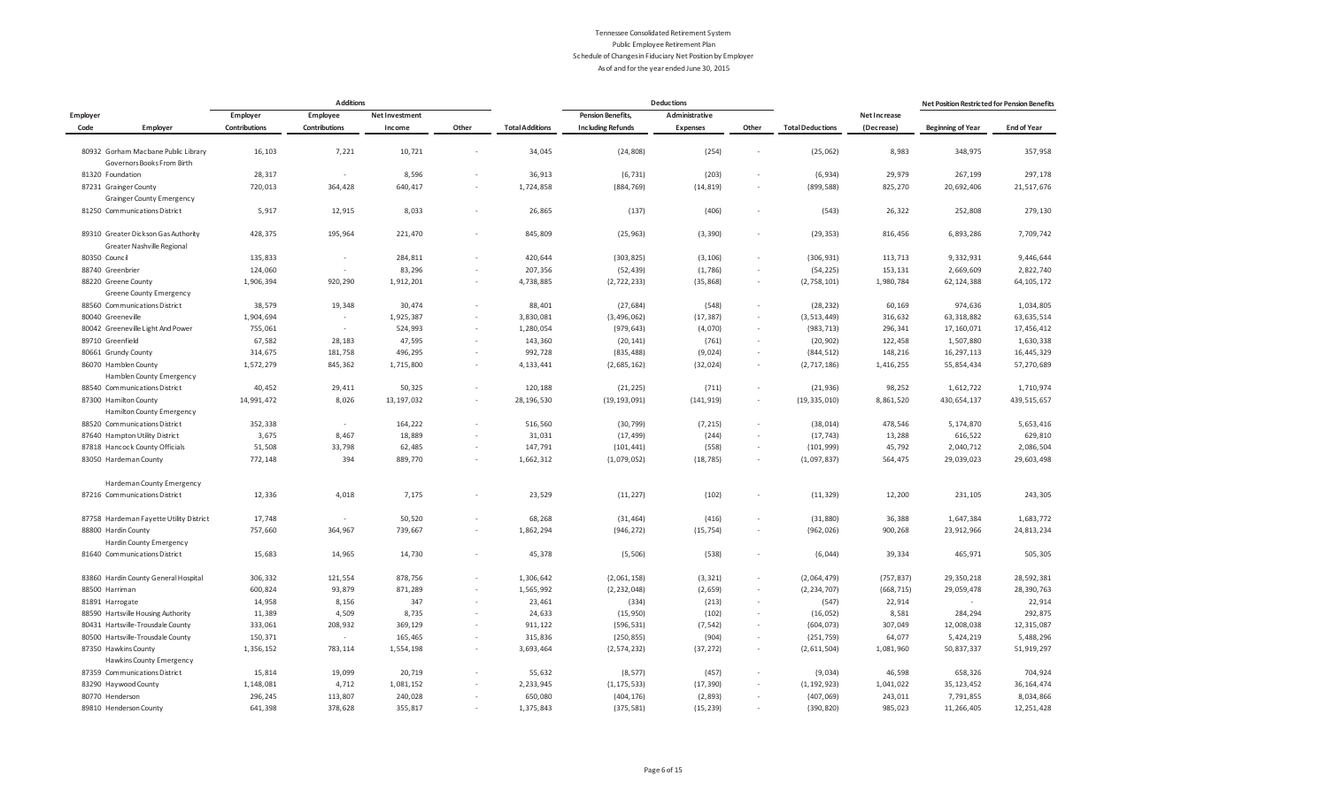Tennessee Consolidated Retirement System
Public Employee Retirement Plan
Schedule of Changes in Fiduciary Net Position by Employer
As of and for the year ended June 30, 2015

| | | Additions | | | | | Deductions | | | | | Net Position Restricted for Pension Benefits | |
|---|---|---|---|---|---|---|---|---|---|---|---|---|---|
| Employer Code | Employer | Employer Contributions | Employee Contributions | Net Investment Income | Other | Total Additions | Pension Benefits, Including Refunds | Administrative Expenses | Other | Total Deductions | Net Increase (Decrease) | Beginning of Year | End of Year |
| 80932 | Gorham Macbane Public Library | 16,103 | 7,221 | 10,721 | - | 34,045 | (24,808) | (254) | - | (25,062) | 8,983 | 348,975 | 357,958 |
| 81320 | Governors Books From Birth Foundation | 28,317 | - | 8,596 | - | 36,913 | (6,731) | (203) | - | (6,934) | 29,979 | 267,199 | 297,178 |
| 87231 | Grainger County | 720,013 | 364,428 | 640,417 | - | 1,724,858 | (884,769) | (14,819) | - | (899,588) | 825,270 | 20,692,406 | 21,517,676 |
| 81250 | Grainger County Emergency Communications District | 5,917 | 12,915 | 8,033 | - | 26,865 | (137) | (406) | - | (543) | 26,322 | 252,808 | 279,130 |
| 89310 | Greater Dickson Gas Authority | 428,375 | 195,964 | 221,470 | - | 845,809 | (25,963) | (3,390) | - | (29,353) | 816,456 | 6,893,286 | 7,709,742 |
| 80350 | Greater Nashville Regional Council | 135,833 | - | 284,811 | - | 420,644 | (303,825) | (3,106) | - | (306,931) | 113,713 | 9,332,931 | 9,446,644 |
| 88740 | Greenbrier | 124,060 | - | 83,296 | - | 207,356 | (52,439) | (1,786) | - | (54,225) | 153,131 | 2,669,609 | 2,822,740 |
| 88220 | Greene County | 1,906,394 | 920,290 | 1,912,201 | - | 4,738,885 | (2,722,233) | (35,868) | - | (2,758,101) | 1,980,784 | 62,124,388 | 64,105,172 |
| 88560 | Greene County Emergency Communications District | 38,579 | 19,348 | 30,474 | - | 88,401 | (27,684) | (548) | - | (28,232) | 60,169 | 974,636 | 1,034,805 |
| 80040 | Greeneville | 1,904,694 | - | 1,925,387 | - | 3,830,081 | (3,496,062) | (17,387) | - | (3,513,449) | 316,632 | 63,318,882 | 63,635,514 |
| 80042 | Greeneville Light And Power | 755,061 | - | 524,993 | - | 1,280,054 | (979,643) | (4,070) | - | (983,713) | 296,341 | 17,160,071 | 17,456,412 |
| 89710 | Greenfield | 67,582 | 28,183 | 47,595 | - | 143,360 | (20,141) | (761) | - | (20,902) | 122,458 | 1,507,880 | 1,630,338 |
| 80661 | Grundy County | 314,675 | 181,758 | 496,295 | - | 992,728 | (835,488) | (9,024) | - | (844,512) | 148,216 | 16,297,113 | 16,445,329 |
| 86070 | Hamblen County | 1,572,279 | 845,362 | 1,715,800 | - | 4,133,441 | (2,685,162) | (32,024) | - | (2,717,186) | 1,416,255 | 55,854,434 | 57,270,689 |
| 88540 | Hamblen County Emergency Communications District | 40,452 | 29,411 | 50,325 | - | 120,188 | (21,225) | (711) | - | (21,936) | 98,252 | 1,612,722 | 1,710,974 |
| 87300 | Hamilton County | 14,991,472 | 8,026 | 13,197,032 | - | 28,196,530 | (19,193,091) | (141,919) | - | (19,335,010) | 8,861,520 | 430,654,137 | 439,515,657 |
| 88520 | Hamilton County Emergency Communications District | 352,338 | - | 164,222 | - | 516,560 | (30,799) | (7,215) | - | (38,014) | 478,546 | 5,174,870 | 5,653,416 |
| 87640 | Hampton Utility District | 3,675 | 8,467 | 18,889 | - | 31,031 | (17,499) | (244) | - | (17,743) | 13,288 | 616,522 | 629,810 |
| 87818 | Hancock County Officials | 51,508 | 33,798 | 62,485 | - | 147,791 | (101,441) | (558) | - | (101,999) | 45,792 | 2,040,712 | 2,086,504 |
| 83050 | Hardeman County | 772,148 | 394 | 889,770 | - | 1,662,312 | (1,079,052) | (18,785) | - | (1,097,837) | 564,475 | 29,039,023 | 29,603,498 |
| 87216 | Hardeman County Emergency Communications District | 12,336 | 4,018 | 7,175 | - | 23,529 | (11,227) | (102) | - | (11,329) | 12,200 | 231,105 | 243,305 |
| 87758 | Hardeman Fayette Utility District | 17,748 | - | 50,520 | - | 68,268 | (31,464) | (416) | - | (31,880) | 36,388 | 1,647,384 | 1,683,772 |
| 88800 | Hardin County | 757,660 | 364,967 | 739,667 | - | 1,862,294 | (946,272) | (15,754) | - | (962,026) | 900,268 | 23,912,966 | 24,813,234 |
| 81640 | Hardin County Emergency Communications District | 15,683 | 14,965 | 14,730 | - | 45,378 | (5,506) | (538) | - | (6,044) | 39,334 | 465,971 | 505,305 |
| 83860 | Hardin County General Hospital | 306,332 | 121,554 | 878,756 | - | 1,306,642 | (2,061,158) | (3,321) | - | (2,064,479) | (757,837) | 29,350,218 | 28,592,381 |
| 88500 | Harriman | 600,824 | 93,879 | 871,289 | - | 1,565,992 | (2,232,048) | (2,659) | - | (2,234,707) | (668,715) | 29,059,478 | 28,390,763 |
| 81891 | Harrogate | 14,958 | 8,156 | 347 | - | 23,461 | (334) | (213) | - | (547) | 22,914 | - | 22,914 |
| 88590 | Hartsville Housing Authority | 11,389 | 4,509 | 8,735 | - | 24,633 | (15,950) | (102) | - | (16,052) | 8,581 | 284,294 | 292,875 |
| 80431 | Hartsville-Trousdale County | 333,061 | 208,932 | 369,129 | - | 911,122 | (596,531) | (7,542) | - | (604,073) | 307,049 | 12,008,038 | 12,315,087 |
| 80500 | Hartsville-Trousdale County | 150,371 | - | 165,465 | - | 315,836 | (250,855) | (904) | - | (251,759) | 64,077 | 5,424,219 | 5,488,296 |
| 87350 | Hawkins County | 1,356,152 | 783,114 | 1,554,198 | - | 3,693,464 | (2,574,232) | (37,272) | - | (2,611,504) | 1,081,960 | 50,837,337 | 51,919,297 |
| 87359 | Hawkins County Emergency Communications District | 15,814 | 19,099 | 20,719 | - | 55,632 | (8,577) | (457) | - | (9,034) | 46,598 | 658,326 | 704,924 |
| 83290 | Haywood County | 1,148,081 | 4,712 | 1,081,152 | - | 2,233,945 | (1,175,533) | (17,390) | - | (1,192,923) | 1,041,022 | 35,123,452 | 36,164,474 |
| 80770 | Henderson | 296,245 | 113,807 | 240,028 | - | 650,080 | (404,176) | (2,893) | - | (407,069) | 243,011 | 7,791,855 | 8,034,866 |
| 89810 | Henderson County | 641,398 | 378,628 | 355,817 | - | 1,375,843 | (375,581) | (15,239) | - | (390,820) | 985,023 | 11,266,405 | 12,251,428 |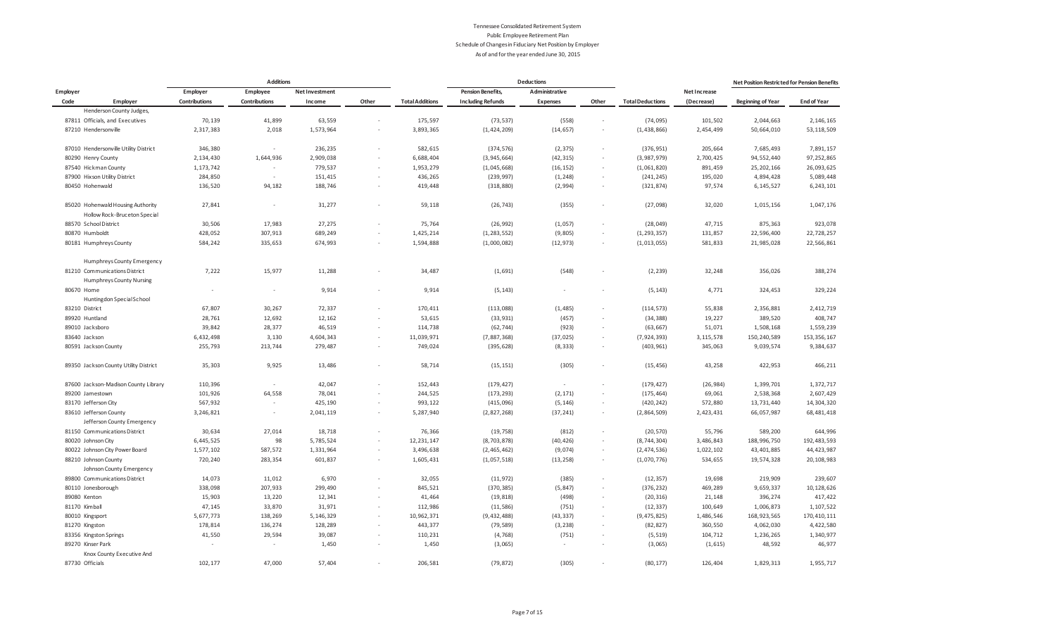Tennessee Consolidated Retirement System
Public Employee Retirement Plan
Schedule of Changes in Fiduciary Net Position by Employer
As of and for the year ended June 30, 2015

| | | Additions | | | | | Deductions | | | | | Net Position Restricted for Pension Benefits | |
|---|---|---|---|---|---|---|---|---|---|---|---|---|---|
| Employer Code | Employer | Employer Contributions | Employee Contributions | Net Investment Income | Other | Total Additions | Pension Benefits, Including Refunds | Administrative Expenses | Other | Total Deductions | Net Increase (Decrease) | Beginning of Year | End of Year |
| 87811 | Henderson County Judges, Officials, and Executives | 70,139 | 41,899 | 63,559 | - | 175,597 | (73,537) | (558) | - | (74,095) | 101,502 | 2,044,663 | 2,146,165 |
| 87210 | Hendersonville | 2,317,383 | 2,018 | 1,573,964 | - | 3,893,365 | (1,424,209) | (14,657) | - | (1,438,866) | 2,454,499 | 50,664,010 | 53,118,509 |
| 87010 | Hendersonville Utility District | 346,380 | - | 236,235 | - | 582,615 | (374,576) | (2,375) | - | (376,951) | 205,664 | 7,685,493 | 7,891,157 |
| 80290 | Henry County | 2,134,430 | 1,644,936 | 2,909,038 | - | 6,688,404 | (3,945,664) | (42,315) | - | (3,987,979) | 2,700,425 | 94,552,440 | 97,252,865 |
| 87540 | Hickman County | 1,173,742 | - | 779,537 | - | 1,953,279 | (1,045,668) | (16,152) | - | (1,061,820) | 891,459 | 25,202,166 | 26,093,625 |
| 87900 | Hixson Utility District | 284,850 | - | 151,415 | - | 436,265 | (239,997) | (1,248) | - | (241,245) | 195,020 | 4,894,428 | 5,089,448 |
| 80450 | Hohenwald | 136,520 | 94,182 | 188,746 | - | 419,448 | (318,880) | (2,994) | - | (321,874) | 97,574 | 6,145,527 | 6,243,101 |
| 85020 | Hohenwald Housing Authority | 27,841 | - | 31,277 | - | 59,118 | (26,743) | (355) | - | (27,098) | 32,020 | 1,015,156 | 1,047,176 |
| 88570 | Hollow Rock-Bruceton Special School District | 30,506 | 17,983 | 27,275 | - | 75,764 | (26,992) | (1,057) | - | (28,049) | 47,715 | 875,363 | 923,078 |
| 80870 | Humboldt | 428,052 | 307,913 | 689,249 | - | 1,425,214 | (1,283,552) | (9,805) | - | (1,293,357) | 131,857 | 22,596,400 | 22,728,257 |
| 80181 | Humphreys County | 584,242 | 335,653 | 674,993 | - | 1,594,888 | (1,000,082) | (12,973) | - | (1,013,055) | 581,833 | 21,985,028 | 22,566,861 |
| 81210 | Humphreys County Emergency Communications District | 7,222 | 15,977 | 11,288 | - | 34,487 | (1,691) | (548) | - | (2,239) | 32,248 | 356,026 | 388,274 |
| 80670 | Humphreys County Nursing Home | - | - | 9,914 | - | 9,914 | (5,143) | - | - | (5,143) | 4,771 | 324,453 | 329,224 |
| 83210 | Huntingdon Special School District | 67,807 | 30,267 | 72,337 | - | 170,411 | (113,088) | (1,485) | - | (114,573) | 55,838 | 2,356,881 | 2,412,719 |
| 89920 | Huntland | 28,761 | 12,692 | 12,162 | - | 53,615 | (33,931) | (457) | - | (34,388) | 19,227 | 389,520 | 408,747 |
| 89010 | Jacksboro | 39,842 | 28,377 | 46,519 | - | 114,738 | (62,744) | (923) | - | (63,667) | 51,071 | 1,508,168 | 1,559,239 |
| 83640 | Jackson | 6,432,498 | 3,130 | 4,604,343 | - | 11,039,971 | (7,887,368) | (37,025) | - | (7,924,393) | 3,115,578 | 150,240,589 | 153,356,167 |
| 80591 | Jackson County | 255,793 | 213,744 | 279,487 | - | 749,024 | (395,628) | (8,333) | - | (403,961) | 345,063 | 9,039,574 | 9,384,637 |
| 89350 | Jackson County Utility District | 35,303 | 9,925 | 13,486 | - | 58,714 | (15,151) | (305) | - | (15,456) | 43,258 | 422,953 | 466,211 |
| 87600 | Jackson-Madison County Library | 110,396 | - | 42,047 | - | 152,443 | (179,427) | - | - | (179,427) | (26,984) | 1,399,701 | 1,372,717 |
| 89200 | Jamestown | 101,926 | 64,558 | 78,041 | - | 244,525 | (173,293) | (2,171) | - | (175,464) | 69,061 | 2,538,368 | 2,607,429 |
| 83170 | Jefferson City | 567,932 | - | 425,190 | - | 993,122 | (415,096) | (5,146) | - | (420,242) | 572,880 | 13,731,440 | 14,304,320 |
| 83610 | Jefferson County | 3,246,821 | - | 2,041,119 | - | 5,287,940 | (2,827,268) | (37,241) | - | (2,864,509) | 2,423,431 | 66,057,987 | 68,481,418 |
| 81150 | Jefferson County Emergency Communications District | 30,634 | 27,014 | 18,718 | - | 76,366 | (19,758) | (812) | - | (20,570) | 55,796 | 589,200 | 644,996 |
| 80020 | Johnson City | 6,445,525 | 98 | 5,785,524 | - | 12,231,147 | (8,703,878) | (40,426) | - | (8,744,304) | 3,486,843 | 188,996,750 | 192,483,593 |
| 80022 | Johnson City Power Board | 1,577,102 | 587,572 | 1,331,964 | - | 3,496,638 | (2,465,462) | (9,074) | - | (2,474,536) | 1,022,102 | 43,401,885 | 44,423,987 |
| 88210 | Johnson County | 720,240 | 283,354 | 601,837 | - | 1,605,431 | (1,057,518) | (13,258) | - | (1,070,776) | 534,655 | 19,574,328 | 20,108,983 |
| 89800 | Johnson County Emergency Communications District | 14,073 | 11,012 | 6,970 | - | 32,055 | (11,972) | (385) | - | (12,357) | 19,698 | 219,909 | 239,607 |
| 80110 | Jonesborough | 338,098 | 207,933 | 299,490 | - | 845,521 | (370,385) | (5,847) | - | (376,232) | 469,289 | 9,659,337 | 10,128,626 |
| 89080 | Kenton | 15,903 | 13,220 | 12,341 | - | 41,464 | (19,818) | (498) | - | (20,316) | 21,148 | 396,274 | 417,422 |
| 81170 | Kimball | 47,145 | 33,870 | 31,971 | - | 112,986 | (11,586) | (751) | - | (12,337) | 100,649 | 1,006,873 | 1,107,522 |
| 80010 | Kingsport | 5,677,773 | 138,269 | 5,146,329 | - | 10,962,371 | (9,432,488) | (43,337) | - | (9,475,825) | 1,486,546 | 168,923,565 | 170,410,111 |
| 81270 | Kingston | 178,814 | 136,274 | 128,289 | - | 443,377 | (79,589) | (3,238) | - | (82,827) | 360,550 | 4,062,030 | 4,422,580 |
| 83356 | Kingston Springs | 41,550 | 29,594 | 39,087 | - | 110,231 | (4,768) | (751) | - | (5,519) | 104,712 | 1,236,265 | 1,340,977 |
| 89270 | Kinser Park | - | - | 1,450 | - | 1,450 | (3,065) | - | - | (3,065) | (1,615) | 48,592 | 46,977 |
| 87730 | Knox County Executive And Officials | 102,177 | 47,000 | 57,404 | - | 206,581 | (79,872) | (305) | - | (80,177) | 126,404 | 1,829,313 | 1,955,717 |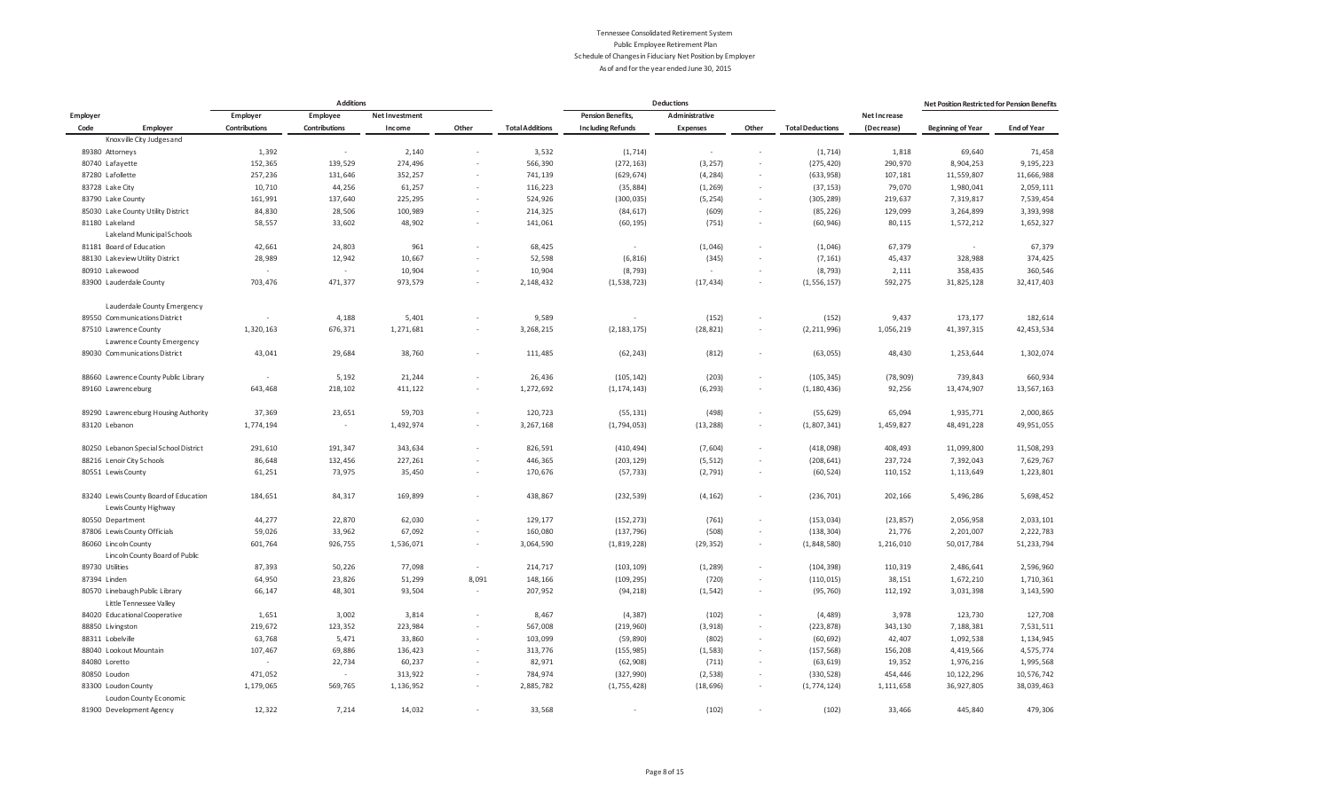Tennessee Consolidated Retirement System
Public Employee Retirement Plan
Schedule of Changes in Fiduciary Net Position by Employer
As of and for the year ended June 30, 2015

| | | Additions | | | | | Deductions | | | | | Net Position Restricted for Pension Benefits | |
|---|---|---|---|---|---|---|---|---|---|---|---|---|---|
| Employer Code | Employer | Employer Contributions | Employee Contributions | Net Investment Income | Other | Total Additions | Pension Benefits, Including Refunds | Administrative Expenses | Other | Total Deductions | Net Increase (Decrease) | Beginning of Year | End of Year |
| 89380 | Knoxville City Judges and Attorneys | 1,392 | - | 2,140 | - | 3,532 | (1,714) | - | - | (1,714) | 1,818 | 69,640 | 71,458 |
| 80740 | Lafayette | 152,365 | 139,529 | 274,496 | - | 566,390 | (272,163) | (3,257) | - | (275,420) | 290,970 | 8,904,253 | 9,195,223 |
| 87280 | Lafollette | 257,236 | 131,646 | 352,257 | - | 741,139 | (629,674) | (4,284) | - | (633,958) | 107,181 | 11,559,807 | 11,666,988 |
| 83728 | Lake City | 10,710 | 44,256 | 61,257 | - | 116,223 | (35,884) | (1,269) | - | (37,153) | 79,070 | 1,980,041 | 2,059,111 |
| 83790 | Lake County | 161,991 | 137,640 | 225,295 | - | 524,926 | (300,035) | (5,254) | - | (305,289) | 219,637 | 7,319,817 | 7,539,454 |
| 85030 | Lake County Utility District | 84,830 | 28,506 | 100,989 | - | 214,325 | (84,617) | (609) | - | (85,226) | 129,099 | 3,264,899 | 3,393,998 |
| 81180 | Lakeland | 58,557 | 33,602 | 48,902 | - | 141,061 | (60,195) | (751) | - | (60,946) | 80,115 | 1,572,212 | 1,652,327 |
| 81181 | Lakeland Municipal Schools Board of Education | 42,661 | 24,803 | 961 | - | 68,425 | - | (1,046) | - | (1,046) | 67,379 | - | 67,379 |
| 88130 | Lakeview Utility District | 28,989 | 12,942 | 10,667 | - | 52,598 | (6,816) | (345) | - | (7,161) | 45,437 | 328,988 | 374,425 |
| 80910 | Lakewood | - | - | 10,904 | - | 10,904 | (8,793) | - | - | (8,793) | 2,111 | 358,435 | 360,546 |
| 83900 | Lauderdale County | 703,476 | 471,377 | 973,579 | - | 2,148,432 | (1,538,723) | (17,434) | - | (1,556,157) | 592,275 | 31,825,128 | 32,417,403 |
| 89550 | Lauderdale County Emergency Communications District | - | 4,188 | 5,401 | - | 9,589 | - | (152) | - | (152) | 9,437 | 173,177 | 182,614 |
| 87510 | Lawrence County | 1,320,163 | 676,371 | 1,271,681 | - | 3,268,215 | (2,183,175) | (28,821) | - | (2,211,996) | 1,056,219 | 41,397,315 | 42,453,534 |
| 89030 | Lawrence County Emergency Communications District | 43,041 | 29,684 | 38,760 | - | 111,485 | (62,243) | (812) | - | (63,055) | 48,430 | 1,253,644 | 1,302,074 |
| 88660 | Lawrence County Public Library | - | 5,192 | 21,244 | - | 26,436 | (105,142) | (203) | - | (105,345) | (78,909) | 739,843 | 660,934 |
| 89160 | Lawrenceburg | 643,468 | 218,102 | 411,122 | - | 1,272,692 | (1,174,143) | (6,293) | - | (1,180,436) | 92,256 | 13,474,907 | 13,567,163 |
| 89290 | Lawrenceburg Housing Authority | 37,369 | 23,651 | 59,703 | - | 120,723 | (55,131) | (498) | - | (55,629) | 65,094 | 1,935,771 | 2,000,865 |
| 83120 | Lebanon | 1,774,194 | - | 1,492,974 | - | 3,267,168 | (1,794,053) | (13,288) | - | (1,807,341) | 1,459,827 | 48,491,228 | 49,951,055 |
| 80250 | Lebanon Special School District | 291,610 | 191,347 | 343,634 | - | 826,591 | (410,494) | (7,604) | - | (418,098) | 408,493 | 11,099,800 | 11,508,293 |
| 88216 | Lenoir City Schools | 86,648 | 132,456 | 227,261 | - | 446,365 | (203,129) | (5,512) | - | (208,641) | 237,724 | 7,392,043 | 7,629,767 |
| 80551 | Lewis County | 61,251 | 73,975 | 35,450 | - | 170,676 | (57,733) | (2,791) | - | (60,524) | 110,152 | 1,113,649 | 1,223,801 |
| 83240 | Lewis County Board of Education | 184,651 | 84,317 | 169,899 | - | 438,867 | (232,539) | (4,162) | - | (236,701) | 202,166 | 5,496,286 | 5,698,452 |
| 80550 | Lewis County Highway Department | 44,277 | 22,870 | 62,030 | - | 129,177 | (152,273) | (761) | - | (153,034) | (23,857) | 2,056,958 | 2,033,101 |
| 87806 | Lewis County Officials | 59,026 | 33,962 | 67,092 | - | 160,080 | (137,796) | (508) | - | (138,304) | 21,776 | 2,201,007 | 2,222,783 |
| 86060 | Lincoln County | 601,764 | 926,755 | 1,536,071 | - | 3,064,590 | (1,819,228) | (29,352) | - | (1,848,580) | 1,216,010 | 50,017,784 | 51,233,794 |
| 89730 | Lincoln County Board of Public Utilities | 87,393 | 50,226 | 77,098 | - | 214,717 | (103,109) | (1,289) | - | (104,398) | 110,319 | 2,486,641 | 2,596,960 |
| 87394 | Linden | 64,950 | 23,826 | 51,299 | 8,091 | 148,166 | (109,295) | (720) | - | (110,015) | 38,151 | 1,672,210 | 1,710,361 |
| 80570 | Linebaugh Public Library | 66,147 | 48,301 | 93,504 | - | 207,952 | (94,218) | (1,542) | - | (95,760) | 112,192 | 3,031,398 | 3,143,590 |
| 84020 | Little Tennessee Valley Educational Cooperative | 1,651 | 3,002 | 3,814 | - | 8,467 | (4,387) | (102) | - | (4,489) | 3,978 | 123,730 | 127,708 |
| 88850 | Livingston | 219,672 | 123,352 | 223,984 | - | 567,008 | (219,960) | (3,918) | - | (223,878) | 343,130 | 7,188,381 | 7,531,511 |
| 88311 | Lobelville | 63,768 | 5,471 | 33,860 | - | 103,099 | (59,890) | (802) | - | (60,692) | 42,407 | 1,092,538 | 1,134,945 |
| 88040 | Lookout Mountain | 107,467 | 69,886 | 136,423 | - | 313,776 | (155,985) | (1,583) | - | (157,568) | 156,208 | 4,419,566 | 4,575,774 |
| 84080 | Loretto | - | 22,734 | 60,237 | - | 82,971 | (62,908) | (711) | - | (63,619) | 19,352 | 1,976,216 | 1,995,568 |
| 80850 | Loudon | 471,052 | - | 313,922 | - | 784,974 | (327,990) | (2,538) | - | (330,528) | 454,446 | 10,122,296 | 10,576,742 |
| 83300 | Loudon County | 1,179,065 | 569,765 | 1,136,952 | - | 2,885,782 | (1,755,428) | (18,696) | - | (1,774,124) | 1,111,658 | 36,927,805 | 38,039,463 |
| 81900 | Loudon County Economic Development Agency | 12,322 | 7,214 | 14,032 | - | 33,568 | - | (102) | - | (102) | 33,466 | 445,840 | 479,306 |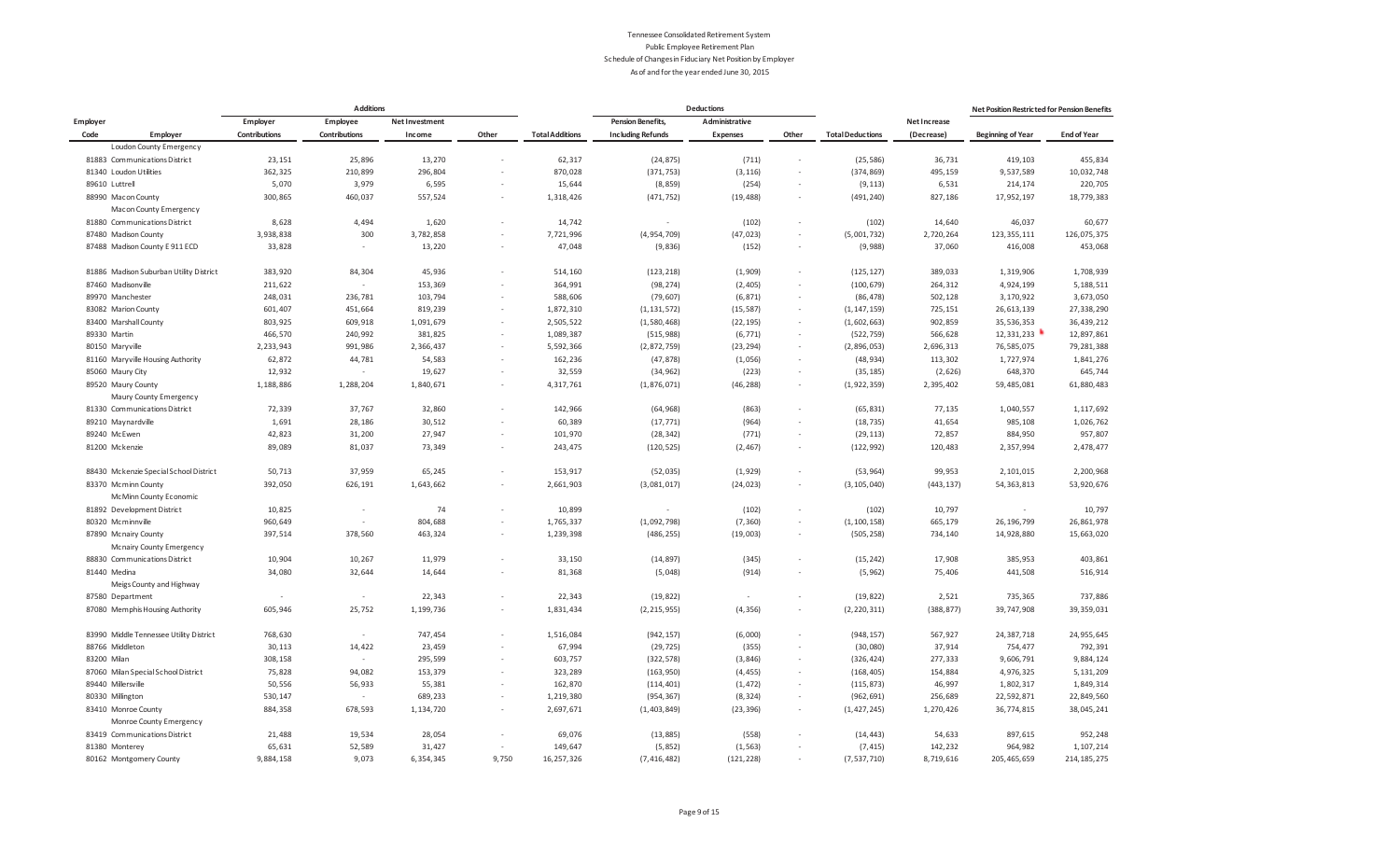Tennessee Consolidated Retirement System
Public Employee Retirement Plan
Schedule of Changes in Fiduciary Net Position by Employer
As of and for the year ended June 30, 2015

| | | Additions | | | | | Deductions | | | | | Net Position Restricted for Pension Benefits | |
|---|---|---|---|---|---|---|---|---|---|---|---|---|---|
| Employer Code | Employer | Employer Contributions | Employee Contributions | Net Investment Income | Other | Total Additions | Pension Benefits, Including Refunds | Administrative Expenses | Other | Total Deductions | Net Increase (Decrease) | Beginning of Year | End of Year |
| | Loudon County Emergency | | | | | | | | | | | | |
| 81883 | Communications District | 23,151 | 25,896 | 13,270 | - | 62,317 | (24,875) | (711) | - | (25,586) | 36,731 | 419,103 | 455,834 |
| 81340 | Loudon Utilities | 362,325 | 210,899 | 296,804 | - | 870,028 | (371,753) | (3,116) | - | (374,869) | 495,159 | 9,537,589 | 10,032,748 |
| 89610 | Luttrell | 5,070 | 3,979 | 6,595 | - | 15,644 | (8,859) | (254) | - | (9,113) | 6,531 | 214,174 | 220,705 |
| 88990 | Macon County | 300,865 | 460,037 | 557,524 | - | 1,318,426 | (471,752) | (19,488) | - | (491,240) | 827,186 | 17,952,197 | 18,779,383 |
| | Macon County Emergency | | | | | | | | | | | | |
| 81880 | Communications District | 8,628 | 4,494 | 1,620 | - | 14,742 | - | (102) | - | (102) | 14,640 | 46,037 | 60,677 |
| 87480 | Madison County | 3,938,838 | 300 | 3,782,858 | - | 7,721,996 | (4,954,709) | (47,023) | - | (5,001,732) | 2,720,264 | 123,355,111 | 126,075,375 |
| 87488 | Madison County E 911 ECD | 33,828 | - | 13,220 | - | 47,048 | (9,836) | (152) | - | (9,988) | 37,060 | 416,008 | 453,068 |
| 81886 | Madison Suburban Utility District | 383,920 | 84,304 | 45,936 | - | 514,160 | (123,218) | (1,909) | - | (125,127) | 389,033 | 1,319,906 | 1,708,939 |
| 87460 | Madisonville | 211,622 | - | 153,369 | - | 364,991 | (98,274) | (2,405) | - | (100,679) | 264,312 | 4,924,199 | 5,188,511 |
| 89970 | Manchester | 248,031 | 236,781 | 103,794 | - | 588,606 | (79,607) | (6,871) | - | (86,478) | 502,128 | 3,170,922 | 3,673,050 |
| 83082 | Marion County | 601,407 | 451,664 | 819,239 | - | 1,872,310 | (1,131,572) | (15,587) | - | (1,147,159) | 725,151 | 26,613,139 | 27,338,290 |
| 83400 | Marshall County | 803,925 | 609,918 | 1,091,679 | - | 2,505,522 | (1,580,468) | (22,195) | - | (1,602,663) | 902,859 | 35,536,353 | 36,439,212 |
| 89330 | Martin | 466,570 | 240,992 | 381,825 | - | 1,089,387 | (515,988) | (6,771) | - | (522,759) | 566,628 | 12,331,233 | 12,897,861 |
| 80150 | Maryville | 2,233,943 | 991,986 | 2,366,437 | - | 5,592,366 | (2,872,759) | (23,294) | - | (2,896,053) | 2,696,313 | 76,585,075 | 79,281,388 |
| 81160 | Maryville Housing Authority | 62,872 | 44,781 | 54,583 | - | 162,236 | (47,878) | (1,056) | - | (48,934) | 113,302 | 1,727,974 | 1,841,276 |
| 85060 | Maury City | 12,932 | - | 19,627 | - | 32,559 | (34,962) | (223) | - | (35,185) | (2,626) | 648,370 | 645,744 |
| 89520 | Maury County | 1,188,886 | 1,288,204 | 1,840,671 | - | 4,317,761 | (1,876,071) | (46,288) | - | (1,922,359) | 2,395,402 | 59,485,081 | 61,880,483 |
| | Maury County Emergency | | | | | | | | | | | | |
| 81330 | Communications District | 72,339 | 37,767 | 32,860 | - | 142,966 | (64,968) | (863) | - | (65,831) | 77,135 | 1,040,557 | 1,117,692 |
| 89210 | Maynardville | 1,691 | 28,186 | 30,512 | - | 60,389 | (17,771) | (964) | - | (18,735) | 41,654 | 985,108 | 1,026,762 |
| 89240 | McEwen | 42,823 | 31,200 | 27,947 | - | 101,970 | (28,342) | (771) | - | (29,113) | 72,857 | 884,950 | 957,807 |
| 81200 | Mckenzie | 89,089 | 81,037 | 73,349 | - | 243,475 | (120,525) | (2,467) | - | (122,992) | 120,483 | 2,357,994 | 2,478,477 |
| 88430 | Mckenzie Special School District | 50,713 | 37,959 | 65,245 | - | 153,917 | (52,035) | (1,929) | - | (53,964) | 99,953 | 2,101,015 | 2,200,968 |
| 83370 | Mcminn County | 392,050 | 626,191 | 1,643,662 | - | 2,661,903 | (3,081,017) | (24,023) | - | (3,105,040) | (443,137) | 54,363,813 | 53,920,676 |
| | McMinn County Economic | | | | | | | | | | | | |
| 81892 | Development District | 10,825 | - | 74 | - | 10,899 | - | (102) | - | (102) | 10,797 | - | 10,797 |
| 80320 | Mcminnville | 960,649 | - | 804,688 | - | 1,765,337 | (1,092,798) | (7,360) | - | (1,100,158) | 665,179 | 26,196,799 | 26,861,978 |
| 87890 | Mcnairy County | 397,514 | 378,560 | 463,324 | - | 1,239,398 | (486,255) | (19,003) | - | (505,258) | 734,140 | 14,928,880 | 15,663,020 |
| | Mcnairy County Emergency | | | | | | | | | | | | |
| 88830 | Communications District | 10,904 | 10,267 | 11,979 | - | 33,150 | (14,897) | (345) | - | (15,242) | 17,908 | 385,953 | 403,861 |
| 81440 | Medina | 34,080 | 32,644 | 14,644 | - | 81,368 | (5,048) | (914) | - | (5,962) | 75,406 | 441,508 | 516,914 |
| | Meigs County and Highway | | | | | | | | | | | | |
| 87580 | Department | - | - | 22,343 | - | 22,343 | (19,822) | - | - | (19,822) | 2,521 | 735,365 | 737,886 |
| 87080 | Memphis Housing Authority | 605,946 | 25,752 | 1,199,736 | - | 1,831,434 | (2,215,955) | (4,356) | - | (2,220,311) | (388,877) | 39,747,908 | 39,359,031 |
| 83990 | Middle Tennessee Utility District | 768,630 | - | 747,454 | - | 1,516,084 | (942,157) | (6,000) | - | (948,157) | 567,927 | 24,387,718 | 24,955,645 |
| 88766 | Middleton | 30,113 | 14,422 | 23,459 | - | 67,994 | (29,725) | (355) | - | (30,080) | 37,914 | 754,477 | 792,391 |
| 83200 | Milan | 308,158 | - | 295,599 | - | 603,757 | (322,578) | (3,846) | - | (326,424) | 277,333 | 9,606,791 | 9,884,124 |
| 87060 | Milan Special School District | 75,828 | 94,082 | 153,379 | - | 323,289 | (163,950) | (4,455) | - | (168,405) | 154,884 | 4,976,325 | 5,131,209 |
| 89440 | Millersville | 50,556 | 56,933 | 55,381 | - | 162,870 | (114,401) | (1,472) | - | (115,873) | 46,997 | 1,802,317 | 1,849,314 |
| 80330 | Millington | 530,147 | - | 689,233 | - | 1,219,380 | (954,367) | (8,324) | - | (962,691) | 256,689 | 22,592,871 | 22,849,560 |
| 83410 | Monroe County | 884,358 | 678,593 | 1,134,720 | - | 2,697,671 | (1,403,849) | (23,396) | - | (1,427,245) | 1,270,426 | 36,774,815 | 38,045,241 |
| | Monroe County Emergency | | | | | | | | | | | | |
| 83419 | Communications District | 21,488 | 19,534 | 28,054 | - | 69,076 | (13,885) | (558) | - | (14,443) | 54,633 | 897,615 | 952,248 |
| 81380 | Monterey | 65,631 | 52,589 | 31,427 | - | 149,647 | (5,852) | (1,563) | - | (7,415) | 142,232 | 964,982 | 1,107,214 |
| 80162 | Montgomery County | 9,884,158 | 9,073 | 6,354,345 | 9,750 | 16,257,326 | (7,416,482) | (121,228) | - | (7,537,710) | 8,719,616 | 205,465,659 | 214,185,275 |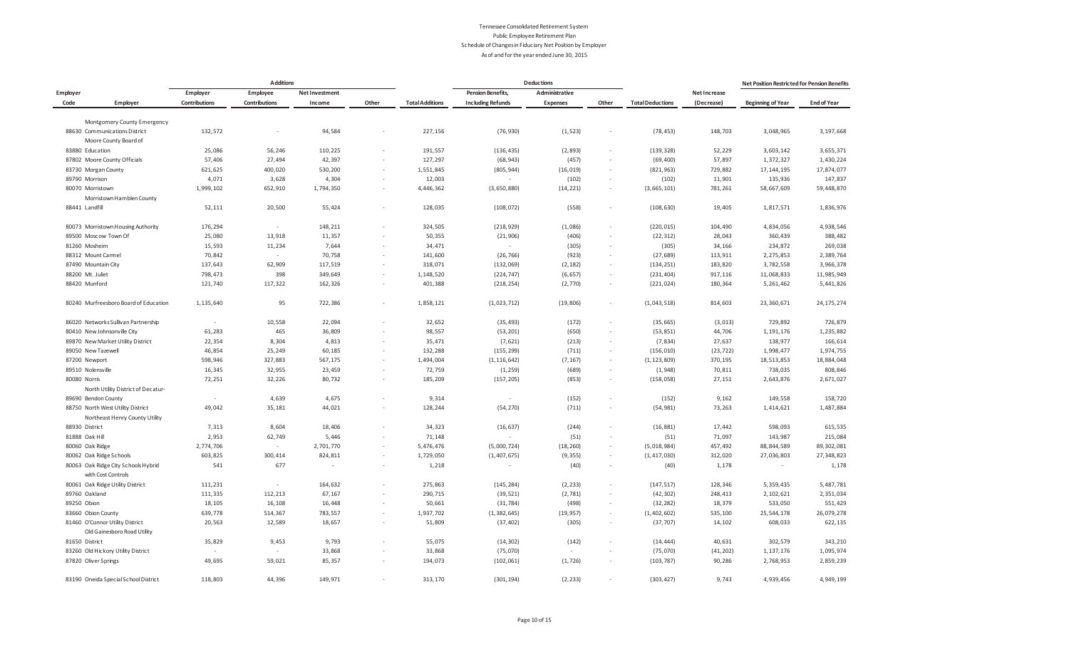# Tennessee Consolidated Retirement System

## Public Employee Retirement Plan

### Schedule of Changes in Fiduciary Net Position by Employer

As of and for the year ended June 30, 2015

| | | Additions | | | | | Deductions | | | | | Net Position Restricted for Pension Benefits | |
|---|---|---|---|---|---|---|---|---|---|---|---|---|---|
| Employer Code | Employer | Employer Contributions | Employee Contributions | Net Investment Income | Other | Total Additions | Pension Benefits, Including Refunds | Administrative Expenses | Other | Total Deductions | Net Increase (Decrease) | Beginning of Year | End of Year |
| 88630 | Montgomery County Emergency Communications District | 132,572 | - | 94,584 | - | 227,156 | (76,930) | (1,523) | - | (78,453) | 148,703 | 3,048,965 | 3,197,668 |
| 83880 | Moore County Board of Education | 25,086 | 56,246 | 110,225 | - | 191,557 | (136,435) | (2,893) | - | (139,328) | 52,229 | 3,603,142 | 3,655,371 |
| 87802 | Moore County Officials | 57,406 | 27,494 | 42,397 | - | 127,297 | (68,943) | (457) | - | (69,400) | 57,897 | 1,372,327 | 1,430,224 |
| 83730 | Morgan County | 621,625 | 400,020 | 530,200 | - | 1,551,845 | (805,944) | (16,019) | - | (821,963) | 729,882 | 17,144,195 | 17,874,077 |
| 89790 | Morrison | 4,071 | 3,628 | 4,304 | - | 12,003 | - | (102) | - | (102) | 11,901 | 135,936 | 147,837 |
| 80070 | Morristown | 1,999,102 | 652,910 | 1,794,350 | - | 4,446,362 | (3,650,880) | (14,221) | - | (3,665,101) | 781,261 | 58,667,609 | 59,448,870 |
| 88441 | Morristown Hamblen County Landfill | 52,111 | 20,500 | 55,424 | - | 128,035 | (108,072) | (558) | - | (108,630) | 19,405 | 1,817,571 | 1,836,976 |
| 80073 | Morristown Housing Authority | 176,294 | - | 148,211 | - | 324,505 | (218,929) | (1,086) | - | (220,015) | 104,490 | 4,834,056 | 4,938,546 |
| 89500 | Moscow Town Of | 25,080 | 13,918 | 11,357 | - | 50,355 | (21,906) | (406) | - | (22,312) | 28,043 | 360,439 | 388,482 |
| 81260 | Mosheim | 15,593 | 11,234 | 7,644 | - | 34,471 | - | (305) | - | (305) | 34,166 | 234,872 | 269,038 |
| 88312 | Mount Carmel | 70,842 | - | 70,758 | - | 141,600 | (26,766) | (923) | - | (27,689) | 113,911 | 2,275,853 | 2,389,764 |
| 87490 | Mountain City | 137,643 | 62,909 | 117,519 | - | 318,071 | (132,069) | (2,182) | - | (134,251) | 183,820 | 3,782,558 | 3,966,378 |
| 88200 | Mt. Juliet | 798,473 | 398 | 349,649 | - | 1,148,520 | (224,747) | (6,657) | - | (231,404) | 917,116 | 11,068,833 | 11,985,949 |
| 88420 | Munford | 121,740 | 117,322 | 162,326 | - | 401,388 | (218,254) | (2,770) | - | (221,024) | 180,364 | 5,261,462 | 5,441,826 |
| 80240 | Murfreesboro Board of Education | 1,135,640 | 95 | 722,386 | - | 1,858,121 | (1,023,712) | (19,806) | - | (1,043,518) | 814,603 | 23,360,671 | 24,175,274 |
| 86020 | Networks Sullivan Partnership | - | 10,558 | 22,094 | - | 32,652 | (35,493) | (172) | - | (35,665) | (3,013) | 729,892 | 726,879 |
| 80410 | New Johnsonville City | 61,283 | 465 | 36,809 | - | 98,557 | (53,201) | (650) | - | (53,851) | 44,706 | 1,191,176 | 1,235,882 |
| 89870 | New Market Utility District | 22,354 | 8,304 | 4,813 | - | 35,471 | (7,621) | (213) | - | (7,834) | 27,637 | 138,977 | 166,614 |
| 89050 | New Tazewell | 46,854 | 25,249 | 60,185 | - | 132,288 | (155,299) | (711) | - | (156,010) | (23,722) | 1,998,477 | 1,974,755 |
| 87200 | Newport | 598,946 | 327,883 | 567,175 | - | 1,494,004 | (1,116,642) | (7,167) | - | (1,123,809) | 370,195 | 18,513,853 | 18,884,048 |
| 89510 | Nolensville | 16,345 | 32,955 | 23,459 | - | 72,759 | (1,259) | (689) | - | (1,948) | 70,811 | 738,035 | 808,846 |
| 80080 | Norris | 72,251 | 32,226 | 80,732 | - | 185,209 | (157,205) | (853) | - | (158,058) | 27,151 | 2,643,876 | 2,671,027 |
| 89690 | North Utility District of Decatur-Benton County | - | 4,639 | 4,675 | - | 9,314 | - | (152) | - | (152) | 9,162 | 149,558 | 158,720 |
| 88750 | North West Utility District | 49,042 | 35,181 | 44,021 | - | 128,244 | (54,270) | (711) | - | (54,981) | 73,263 | 1,414,621 | 1,487,884 |
| 88930 | Northeast Henry County Utility District | 7,313 | 8,604 | 18,406 | - | 34,323 | (16,637) | (244) | - | (16,881) | 17,442 | 598,093 | 615,535 |
| 81888 | Oak Hill | 2,953 | 62,749 | 5,446 | - | 71,148 | - | (51) | - | (51) | 71,097 | 143,987 | 215,084 |
| 80060 | Oak Ridge | 2,774,706 | - | 2,701,770 | - | 5,476,476 | (5,000,724) | (18,260) | - | (5,018,984) | 457,492 | 88,844,589 | 89,302,081 |
| 80062 | Oak Ridge Schools | 603,825 | 300,414 | 824,811 | - | 1,729,050 | (1,407,675) | (9,355) | - | (1,417,030) | 312,020 | 27,036,803 | 27,348,823 |
| 80063 | Oak Ridge City Schools Hybrid with Cost Controls | 541 | 677 | - | - | 1,218 | - | (40) | - | (40) | 1,178 | - | 1,178 |
| 80061 | Oak Ridge Utility District | 111,231 | - | 164,632 | - | 275,863 | (145,284) | (2,233) | - | (147,517) | 128,346 | 5,359,435 | 5,487,781 |
| 89760 | Oakland | 111,335 | 112,213 | 67,167 | - | 290,715 | (39,521) | (2,781) | - | (42,302) | 248,413 | 2,102,621 | 2,351,034 |
| 89250 | Obion | 18,105 | 16,108 | 16,448 | - | 50,661 | (31,784) | (498) | - | (32,282) | 18,379 | 533,050 | 551,429 |
| 83660 | Obion County | 639,778 | 514,367 | 783,557 | - | 1,937,702 | (1,382,645) | (19,957) | - | (1,402,602) | 535,100 | 25,544,178 | 26,079,278 |
| 81460 | O'Connor Utility District | 20,563 | 12,589 | 18,657 | - | 51,809 | (37,402) | (305) | - | (37,707) | 14,102 | 608,033 | 622,135 |
| 81650 | Old Gainesboro Road Utility District | 35,829 | 9,453 | 9,793 | - | 55,075 | (14,302) | (142) | - | (14,444) | 40,631 | 302,579 | 343,210 |
| 83260 | Old Hickory Utility District | - | - | 33,868 | - | 33,868 | (75,070) | - | - | (75,070) | (41,202) | 1,137,176 | 1,095,974 |
| 87820 | Oliver Springs | 49,695 | 59,021 | 85,357 | - | 194,073 | (102,061) | (1,726) | - | (103,787) | 90,286 | 2,768,953 | 2,859,239 |
| 83190 | Oneida Special School District | 118,803 | 44,396 | 149,971 | - | 313,170 | (301,194) | (2,233) | - | (303,427) | 9,743 | 4,939,456 | 4,949,199 |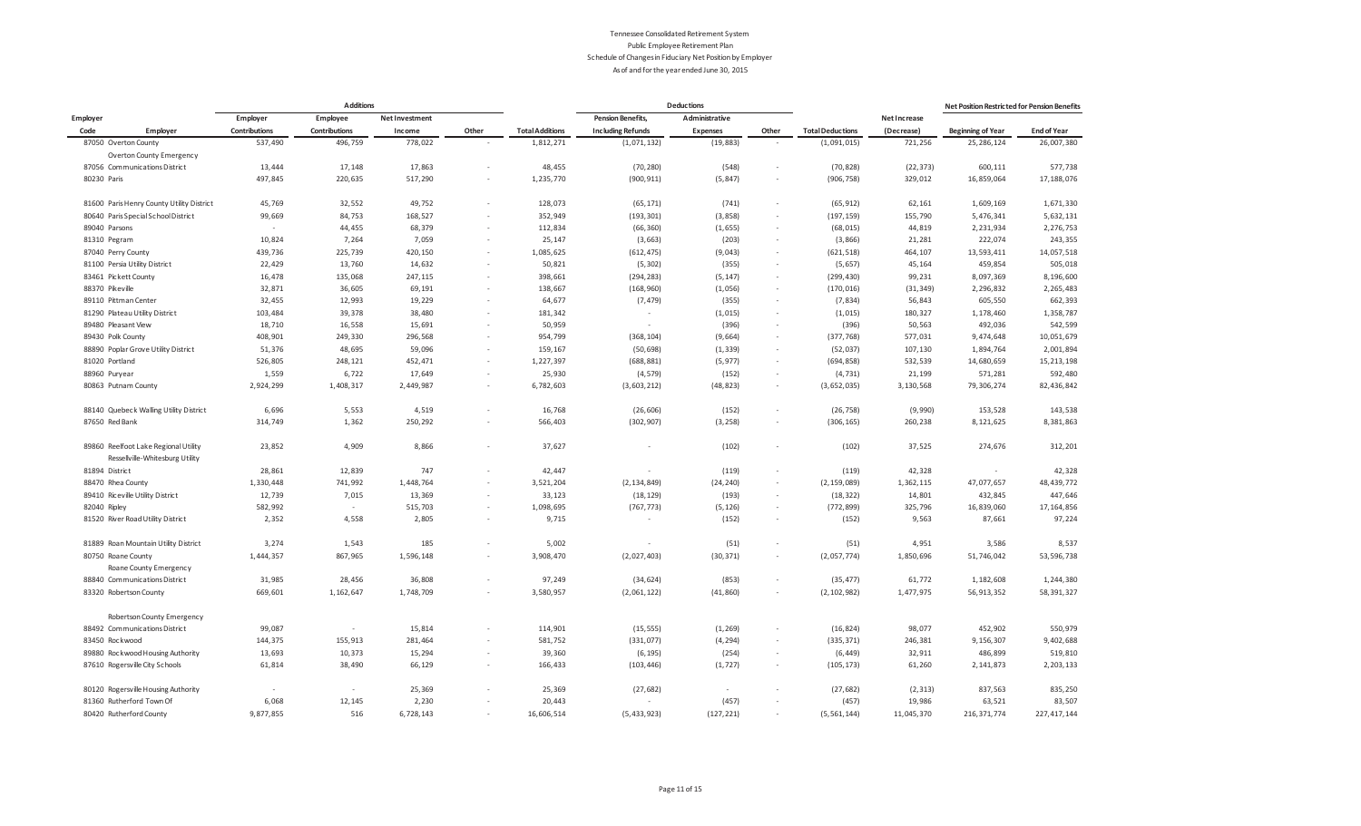Tennessee Consolidated Retirement System
Public Employee Retirement Plan
Schedule of Changes in Fiduciary Net Position by Employer
As of and for the year ended June 30, 2015

| | | Additions | | | | | Deductions | | | | | Net Position Restricted for Pension Benefits | |
|---|---|---|---|---|---|---|---|---|---|---|---|---|---|
| Employer Code | Employer | Employer Contributions | Employee Contributions | Net Investment Income | Other | Total Additions | Pension Benefits, Including Refunds | Administrative Expenses | Other | Total Deductions | Net Increase (Decrease) | Beginning of Year | End of Year |
| 87050 | Overton County | 537,490 | 496,759 | 778,022 | - | 1,812,271 | (1,071,132) | (19,883) | - | (1,091,015) | 721,256 | 25,286,124 | 26,007,380 |
| 87056 | Overton County Emergency Communications District | 13,444 | 17,148 | 17,863 | - | 48,455 | (70,280) | (548) | - | (70,828) | (22,373) | 600,111 | 577,738 |
| 80230 | Paris | 497,845 | 220,635 | 517,290 | - | 1,235,770 | (900,911) | (5,847) | - | (906,758) | 329,012 | 16,859,064 | 17,188,076 |
| 81600 | Paris Henry County Utility District | 45,769 | 32,552 | 49,752 | - | 128,073 | (65,171) | (741) | - | (65,912) | 62,161 | 1,609,169 | 1,671,330 |
| 80640 | Paris Special School District | 99,669 | 84,753 | 168,527 | - | 352,949 | (193,301) | (3,858) | - | (197,159) | 155,790 | 5,476,341 | 5,632,131 |
| 89040 | Parsons | - | 44,455 | 68,379 | - | 112,834 | (66,360) | (1,655) | - | (68,015) | 44,819 | 2,231,934 | 2,276,753 |
| 81310 | Pegram | 10,824 | 7,264 | 7,059 | - | 25,147 | (3,663) | (203) | - | (3,866) | 21,281 | 222,074 | 243,355 |
| 87040 | Perry County | 439,736 | 225,739 | 420,150 | - | 1,085,625 | (612,475) | (9,043) | - | (621,518) | 464,107 | 13,593,411 | 14,057,518 |
| 81100 | Persia Utility District | 22,429 | 13,760 | 14,632 | - | 50,821 | (5,302) | (355) | - | (5,657) | 45,164 | 459,854 | 505,018 |
| 83461 | Pickett County | 16,478 | 135,068 | 247,115 | - | 398,661 | (294,283) | (5,147) | - | (299,430) | 99,231 | 8,097,369 | 8,196,600 |
| 88370 | Pikeville | 32,871 | 36,605 | 69,191 | - | 138,667 | (168,960) | (1,056) | - | (170,016) | (31,349) | 2,296,832 | 2,265,483 |
| 89110 | Pittman Center | 32,455 | 12,993 | 19,229 | - | 64,677 | (7,479) | (355) | - | (7,834) | 56,843 | 605,550 | 662,393 |
| 81290 | Plateau Utility District | 103,484 | 39,378 | 38,480 | - | 181,342 | - | (1,015) | - | (1,015) | 180,327 | 1,178,460 | 1,358,787 |
| 89480 | Pleasant View | 18,710 | 16,558 | 15,691 | - | 50,959 | - | (396) | - | (396) | 50,563 | 492,036 | 542,599 |
| 89430 | Polk County | 408,901 | 249,330 | 296,568 | - | 954,799 | (368,104) | (9,664) | - | (377,768) | 577,031 | 9,474,648 | 10,051,679 |
| 88890 | Poplar Grove Utility District | 51,376 | 48,695 | 59,096 | - | 159,167 | (50,698) | (1,339) | - | (52,037) | 107,130 | 1,894,764 | 2,001,894 |
| 81020 | Portland | 526,805 | 248,121 | 452,471 | - | 1,227,397 | (688,881) | (5,977) | - | (694,858) | 532,539 | 14,680,659 | 15,213,198 |
| 88960 | Puryear | 1,559 | 6,722 | 17,649 | - | 25,930 | (4,579) | (152) | - | (4,731) | 21,199 | 571,281 | 592,480 |
| 80863 | Putnam County | 2,924,299 | 1,408,317 | 2,449,987 | - | 6,782,603 | (3,603,212) | (48,823) | - | (3,652,035) | 3,130,568 | 79,306,274 | 82,436,842 |
| 88140 | Quebeck Walling Utility District | 6,696 | 5,553 | 4,519 | - | 16,768 | (26,606) | (152) | - | (26,758) | (9,990) | 153,528 | 143,538 |
| 87650 | Red Bank | 314,749 | 1,362 | 250,292 | - | 566,403 | (302,907) | (3,258) | - | (306,165) | 260,238 | 8,121,625 | 8,381,863 |
| 89860 | Reelfoot Lake Regional Utility | 23,852 | 4,909 | 8,866 | - | 37,627 | - | (102) | - | (102) | 37,525 | 274,676 | 312,201 |
| 81894 | Ressellville-Whitesburg Utility District | 28,861 | 12,839 | 747 | - | 42,447 | - | (119) | - | (119) | 42,328 | - | 42,328 |
| 88470 | Rhea County | 1,330,448 | 741,992 | 1,448,764 | - | 3,521,204 | (2,134,849) | (24,240) | - | (2,159,089) | 1,362,115 | 47,077,657 | 48,439,772 |
| 89410 | Riceville Utility District | 12,739 | 7,015 | 13,369 | - | 33,123 | (18,129) | (193) | - | (18,322) | 14,801 | 432,845 | 447,646 |
| 82040 | Ripley | 582,992 | - | 515,703 | - | 1,098,695 | (767,773) | (5,126) | - | (772,899) | 325,796 | 16,839,060 | 17,164,856 |
| 81520 | River Road Utility District | 2,352 | 4,558 | 2,805 | - | 9,715 | - | (152) | - | (152) | 9,563 | 87,661 | 97,224 |
| 81889 | Roan Mountain Utility District | 3,274 | 1,543 | 185 | - | 5,002 | - | (51) | - | (51) | 4,951 | 3,586 | 8,537 |
| 80750 | Roane County | 1,444,357 | 867,965 | 1,596,148 | - | 3,908,470 | (2,027,403) | (30,371) | - | (2,057,774) | 1,850,696 | 51,746,042 | 53,596,738 |
| 88840 | Roane County Emergency Communications District | 31,985 | 28,456 | 36,808 | - | 97,249 | (34,624) | (853) | - | (35,477) | 61,772 | 1,182,608 | 1,244,380 |
| 83320 | Robertson County | 669,601 | 1,162,647 | 1,748,709 | - | 3,580,957 | (2,061,122) | (41,860) | - | (2,102,982) | 1,477,975 | 56,913,352 | 58,391,327 |
| 88492 | Robertson County Emergency Communications District | 99,087 | - | 15,814 | - | 114,901 | (15,555) | (1,269) | - | (16,824) | 98,077 | 452,902 | 550,979 |
| 83450 | Rockwood | 144,375 | 155,913 | 281,464 | - | 581,752 | (331,077) | (4,294) | - | (335,371) | 246,381 | 9,156,307 | 9,402,688 |
| 89880 | Rockwood Housing Authority | 13,693 | 10,373 | 15,294 | - | 39,360 | (6,195) | (254) | - | (6,449) | 32,911 | 486,899 | 519,810 |
| 87610 | Rogersville City Schools | 61,814 | 38,490 | 66,129 | - | 166,433 | (103,446) | (1,727) | - | (105,173) | 61,260 | 2,141,873 | 2,203,133 |
| 80120 | Rogersville Housing Authority | - | - | 25,369 | - | 25,369 | (27,682) | - | - | (27,682) | (2,313) | 837,563 | 835,250 |
| 81360 | Rutherford Town Of | 6,068 | 12,145 | 2,230 | - | 20,443 | - | (457) | - | (457) | 19,986 | 63,521 | 83,507 |
| 80420 | Rutherford County | 9,877,855 | 516 | 6,728,143 | - | 16,606,514 | (5,433,923) | (127,221) | - | (5,561,144) | 11,045,370 | 216,371,774 | 227,417,144 |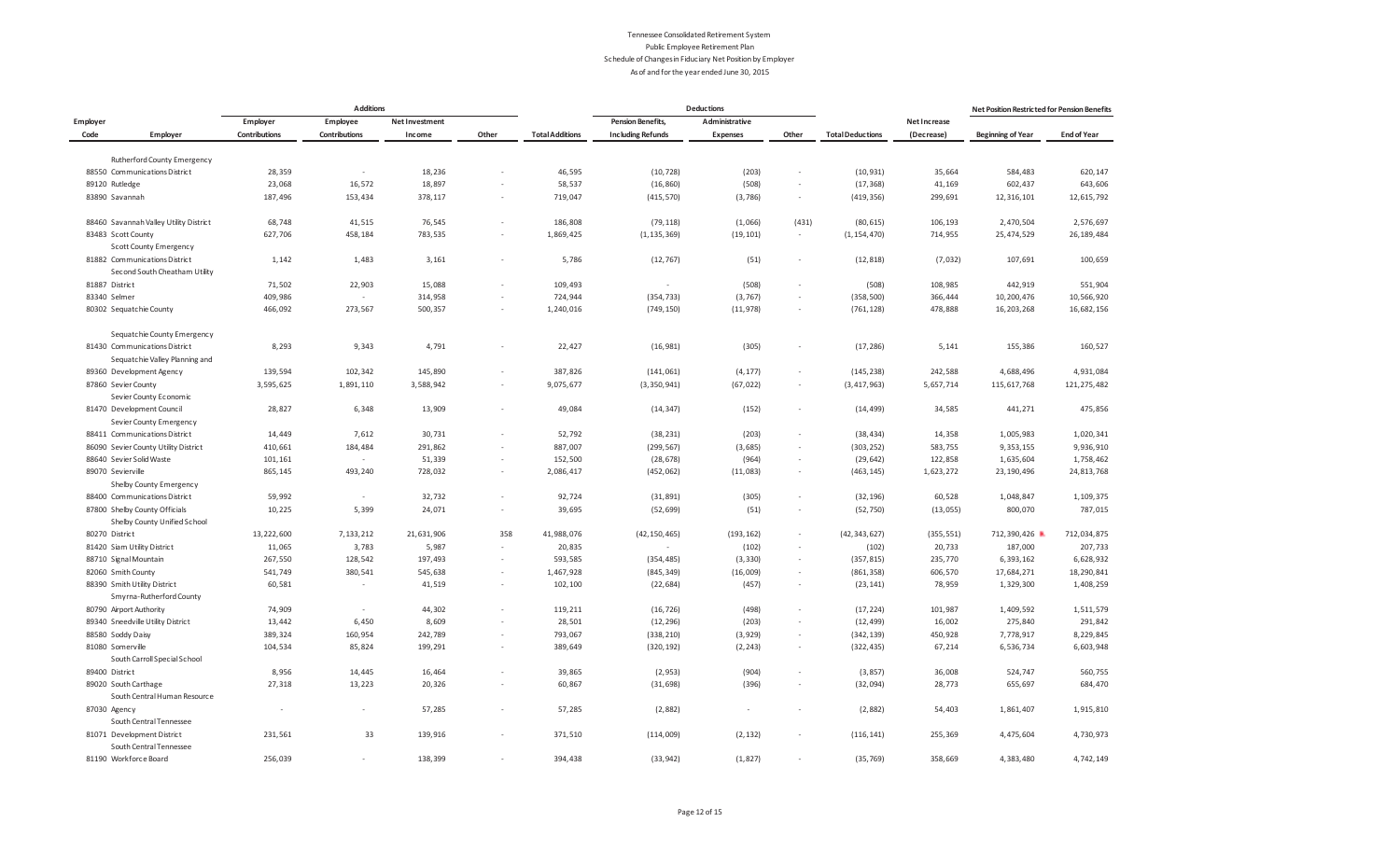Tennessee Consolidated Retirement System
Public Employee Retirement Plan
Schedule of Changes in Fiduciary Net Position by Employer
As of and for the year ended June 30, 2015

| Employer Code | Employer | Additions: Employer Contributions | Additions: Employee Contributions | Additions: Net Investment Income | Additions: Other | Total Additions | Deductions: Pension Benefits, Including Refunds | Deductions: Administrative Expenses | Deductions: Other | Total Deductions | Net Increase (Decrease) | Net Position Restricted for Pension Benefits: Beginning of Year | Net Position Restricted for Pension Benefits: End of Year |
|---|---|---|---|---|---|---|---|---|---|---|---|---|---|
| 88550 | Rutherford County Emergency Communications District | 28,359 | - | 18,236 | - | 46,595 | (10,728) | (203) | - | (10,931) | 35,664 | 584,483 | 620,147 |
| 89120 | Rutledge | 23,068 | 16,572 | 18,897 | - | 58,537 | (16,860) | (508) | - | (17,368) | 41,169 | 602,437 | 643,606 |
| 83890 | Savannah | 187,496 | 153,434 | 378,117 | - | 719,047 | (415,570) | (3,786) | - | (419,356) | 299,691 | 12,316,101 | 12,615,792 |
| 88460 | Savannah Valley Utility District | 68,748 | 41,515 | 76,545 | - | 186,808 | (79,118) | (1,066) | (431) | (80,615) | 106,193 | 2,470,504 | 2,576,697 |
| 83483 | Scott County | 627,706 | 458,184 | 783,535 | - | 1,869,425 | (1,135,369) | (19,101) | - | (1,154,470) | 714,955 | 25,474,529 | 26,189,484 |
| 81882 | Scott County Emergency Communications District | 1,142 | 1,483 | 3,161 | - | 5,786 | (12,767) | (51) | - | (12,818) | (7,032) | 107,691 | 100,659 |
| 81887 | Second South Cheatham Utility District | 71,502 | 22,903 | 15,088 | - | 109,493 | - | (508) | - | (508) | 108,985 | 442,919 | 551,904 |
| 83340 | Selmer | 409,986 | - | 314,958 | - | 724,944 | (354,733) | (3,767) | - | (358,500) | 366,444 | 10,200,476 | 10,566,920 |
| 80302 | Sequatchie County | 466,092 | 273,567 | 500,357 | - | 1,240,016 | (749,150) | (11,978) | - | (761,128) | 478,888 | 16,203,268 | 16,682,156 |
| 81430 | Sequatchie County Emergency Communications District | 8,293 | 9,343 | 4,791 | - | 22,427 | (16,981) | (305) | - | (17,286) | 5,141 | 155,386 | 160,527 |
| 89360 | Sequatchie Valley Planning and Development Agency | 139,594 | 102,342 | 145,890 | - | 387,826 | (141,061) | (4,177) | - | (145,238) | 242,588 | 4,688,496 | 4,931,084 |
| 87860 | Sevier County | 3,595,625 | 1,891,110 | 3,588,942 | - | 9,075,677 | (3,350,941) | (67,022) | - | (3,417,963) | 5,657,714 | 115,617,768 | 121,275,482 |
| 81470 | Sevier County Economic Development Council | 28,827 | 6,348 | 13,909 | - | 49,084 | (14,347) | (152) | - | (14,499) | 34,585 | 441,271 | 475,856 |
| 88411 | Sevier County Emergency Communications District | 14,449 | 7,612 | 30,731 | - | 52,792 | (38,231) | (203) | - | (38,434) | 14,358 | 1,005,983 | 1,020,341 |
| 86090 | Sevier County Utility District | 410,661 | 184,484 | 291,862 | - | 887,007 | (299,567) | (3,685) | - | (303,252) | 583,755 | 9,353,155 | 9,936,910 |
| 88640 | Sevier Solid Waste | 101,161 | - | 51,339 | - | 152,500 | (28,678) | (964) | - | (29,642) | 122,858 | 1,635,604 | 1,758,462 |
| 89070 | Sevierville | 865,145 | 493,240 | 728,032 | - | 2,086,417 | (452,062) | (11,083) | - | (463,145) | 1,623,272 | 23,190,496 | 24,813,768 |
| 88400 | Shelby County Emergency Communications District | 59,992 | - | 32,732 | - | 92,724 | (31,891) | (305) | - | (32,196) | 60,528 | 1,048,847 | 1,109,375 |
| 87800 | Shelby County Officials | 10,225 | 5,399 | 24,071 | - | 39,695 | (52,699) | (51) | - | (52,750) | (13,055) | 800,070 | 787,015 |
| 80270 | Shelby County Unified School District | 13,222,600 | 7,133,212 | 21,631,906 | 358 | 41,988,076 | (42,150,465) | (193,162) | - | (42,343,627) | (355,551) | 712,390,426 | 712,034,875 |
| 81420 | Siam Utility District | 11,065 | 3,783 | 5,987 | - | 20,835 | - | (102) | - | (102) | 20,733 | 187,000 | 207,733 |
| 88710 | Signal Mountain | 267,550 | 128,542 | 197,493 | - | 593,585 | (354,485) | (3,330) | - | (357,815) | 235,770 | 6,393,162 | 6,628,932 |
| 82060 | Smith County | 541,749 | 380,541 | 545,638 | - | 1,467,928 | (845,349) | (16,009) | - | (861,358) | 606,570 | 17,684,271 | 18,290,841 |
| 88390 | Smith Utility District | 60,581 | - | 41,519 | - | 102,100 | (22,684) | (457) | - | (23,141) | 78,959 | 1,329,300 | 1,408,259 |
| 80790 | Smyrna-Rutherford County Airport Authority | 74,909 | - | 44,302 | - | 119,211 | (16,726) | (498) | - | (17,224) | 101,987 | 1,409,592 | 1,511,579 |
| 89340 | Sneedville Utility District | 13,442 | 6,450 | 8,609 | - | 28,501 | (12,296) | (203) | - | (12,499) | 16,002 | 275,840 | 291,842 |
| 88580 | Soddy Daisy | 389,324 | 160,954 | 242,789 | - | 793,067 | (338,210) | (3,929) | - | (342,139) | 450,928 | 7,778,917 | 8,229,845 |
| 81080 | Somerville | 104,534 | 85,824 | 199,291 | - | 389,649 | (320,192) | (2,243) | - | (322,435) | 67,214 | 6,536,734 | 6,603,948 |
| 89400 | South Carroll Special School District | 8,956 | 14,445 | 16,464 | - | 39,865 | (2,953) | (904) | - | (3,857) | 36,008 | 524,747 | 560,755 |
| 89020 | South Carthage | 27,318 | 13,223 | 20,326 | - | 60,867 | (31,698) | (396) | - | (32,094) | 28,773 | 655,697 | 684,470 |
| 87030 | South Central Human Resource Agency | - | - | 57,285 | - | 57,285 | (2,882) | - | - | (2,882) | 54,403 | 1,861,407 | 1,915,810 |
| 81071 | South Central Tennessee Development District | 231,561 | 33 | 139,916 | - | 371,510 | (114,009) | (2,132) | - | (116,141) | 255,369 | 4,475,604 | 4,730,973 |
| 81190 | South Central Tennessee Workforce Board | 256,039 | - | 138,399 | - | 394,438 | (33,942) | (1,827) | - | (35,769) | 358,669 | 4,383,480 | 4,742,149 |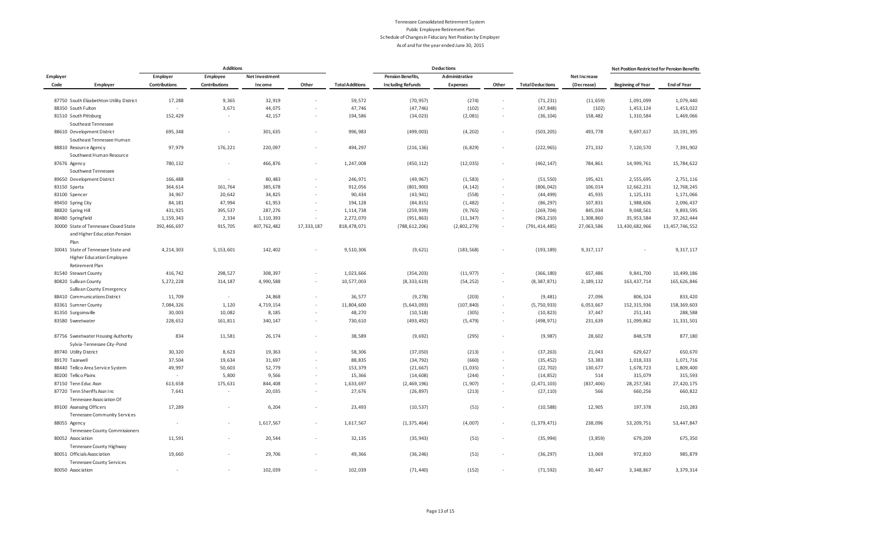Tennessee Consolidated Retirement System
Public Employee Retirement Plan
Schedule of Changes in Fiduciary Net Position by Employer
As of and for the year ended June 30, 2015

| | | Additions | | | | | Deductions | | | | | Net Position Restricted for Pension Benefits | |
|---|---|---|---|---|---|---|---|---|---|---|---|---|---|
| Employer Code | Employer | Employer Contributions | Employee Contributions | Net Investment Income | Other | Total Additions | Pension Benefits, Including Refunds | Administrative Expenses | Other | Total Deductions | Net Increase (Decrease) | Beginning of Year | End of Year |
| 87750 | South Elizabethton Utility District | 17,288 | 9,365 | 32,919 | - | 59,572 | (70,957) | (274) | - | (71,231) | (11,659) | 1,091,099 | 1,079,440 |
| 88350 | South Fulton | - | 3,671 | 44,075 | - | 47,746 | (47,746) | (102) | - | (47,848) | (102) | 1,453,124 | 1,453,022 |
| 81510 | South Pittsburg | 152,429 | - | 42,157 | - | 194,586 | (34,023) | (2,081) | - | (36,104) | 158,482 | 1,310,584 | 1,469,066 |
| 88610 | Southeast Tennessee Development District | 695,348 | - | 301,635 | - | 996,983 | (499,003) | (4,202) | - | (503,205) | 493,778 | 9,697,617 | 10,191,395 |
| 88810 | Southeast Tennessee Human Resource Agency | 97,979 | 176,221 | 220,097 | - | 494,297 | (216,136) | (6,829) | - | (222,965) | 271,332 | 7,120,570 | 7,391,902 |
| 87676 | Southwest Human Resource Agency | 780,132 | - | 466,876 | - | 1,247,008 | (450,112) | (12,035) | - | (462,147) | 784,861 | 14,999,761 | 15,784,622 |
| 89650 | Southwest Tennessee Development District | 166,488 | - | 80,483 | - | 246,971 | (49,967) | (1,583) | - | (51,550) | 195,421 | 2,555,695 | 2,751,116 |
| 83150 | Sparta | 364,614 | 161,764 | 385,678 | - | 912,056 | (801,900) | (4,142) | - | (806,042) | 106,014 | 12,662,231 | 12,768,245 |
| 83100 | Spencer | 34,967 | 20,642 | 34,825 | - | 90,434 | (43,941) | (558) | - | (44,499) | 45,935 | 1,125,131 | 1,171,066 |
| 89450 | Spring City | 84,181 | 47,994 | 61,953 | - | 194,128 | (84,815) | (1,482) | - | (86,297) | 107,831 | 1,988,606 | 2,096,437 |
| 88820 | Spring Hill | 431,925 | 395,537 | 287,276 | - | 1,114,738 | (259,939) | (9,765) | - | (269,704) | 845,034 | 9,048,561 | 9,893,595 |
| 80480 | Springfield | 1,159,343 | 2,334 | 1,110,393 | - | 2,272,070 | (951,863) | (11,347) | - | (963,210) | 1,308,860 | 35,953,584 | 37,262,444 |
| 30000 | State of Tennessee Closed State and Higher Education Pension Plan | 392,466,697 | 915,705 | 407,762,482 | 17,333,187 | 818,478,071 | (788,612,206) | (2,802,279) | - | (791,414,485) | 27,063,586 | 13,430,682,966 | 13,457,746,552 |
| 30041 | State of Tennessee State and Higher Education Employee Retirement Plan | 4,214,303 | 5,153,601 | 142,402 | - | 9,510,306 | (9,621) | (183,568) | - | (193,189) | 9,317,117 | - | 9,317,117 |
| 81540 | Stewart County | 416,742 | 298,527 | 308,397 | - | 1,023,666 | (354,203) | (11,977) | - | (366,180) | 657,486 | 9,841,700 | 10,499,186 |
| 80820 | Sullivan County | 5,272,228 | 314,187 | 4,990,588 | - | 10,577,003 | (8,333,619) | (54,252) | - | (8,387,871) | 2,189,132 | 163,437,714 | 165,626,846 |
| 88410 | Sullivan County Emergency Communications District | 11,709 | - | 24,868 | - | 36,577 | (9,278) | (203) | - | (9,481) | 27,096 | 806,324 | 833,420 |
| 83361 | Sumner County | 7,084,326 | 1,120 | 4,719,154 | - | 11,804,600 | (5,643,093) | (107,840) | - | (5,750,933) | 6,053,667 | 152,315,936 | 158,369,603 |
| 81350 | Surgoinsville | 30,003 | 10,082 | 8,185 | - | 48,270 | (10,518) | (305) | - | (10,823) | 37,447 | 251,141 | 288,588 |
| 83580 | Sweetwater | 228,652 | 161,811 | 340,147 | - | 730,610 | (493,492) | (5,479) | - | (498,971) | 231,639 | 11,099,862 | 11,331,501 |
| 87756 | Sweetwater Housing Authority | 834 | 11,581 | 26,174 | - | 38,589 | (9,692) | (295) | - | (9,987) | 28,602 | 848,578 | 877,180 |
| 89740 | Sylvia-Tennessee City-Pond Utility District | 30,320 | 8,623 | 19,363 | - | 58,306 | (37,050) | (213) | - | (37,263) | 21,043 | 629,627 | 650,670 |
| 89170 | Tazewell | 37,504 | 19,634 | 31,697 | - | 88,835 | (34,792) | (660) | - | (35,452) | 53,383 | 1,018,333 | 1,071,716 |
| 88440 | Tellico Area Service System | 49,997 | 50,603 | 52,779 | - | 153,379 | (21,667) | (1,035) | - | (22,702) | 130,677 | 1,678,723 | 1,809,400 |
| 80200 | Tellico Plains | - | 5,800 | 9,566 | - | 15,366 | (14,608) | (244) | - | (14,852) | 514 | 315,079 | 315,593 |
| 87150 | Tenn Educ Assn | 613,658 | 175,631 | 844,408 | - | 1,633,697 | (2,469,196) | (1,907) | - | (2,471,103) | (837,406) | 28,257,581 | 27,420,175 |
| 87720 | Tenn Sheriffs Assn Inc | 7,641 | - | 20,035 | - | 27,676 | (26,897) | (213) | - | (27,110) | 566 | 660,256 | 660,822 |
| 89100 | Tennessee Association Of Assessing Officers | 17,289 | - | 6,204 | - | 23,493 | (10,537) | (51) | - | (10,588) | 12,905 | 197,378 | 210,283 |
| 88055 | Tennessee Community Services Agency | - | - | 1,617,567 | - | 1,617,567 | (1,375,464) | (4,007) | - | (1,379,471) | 238,096 | 53,209,751 | 53,447,847 |
| 80052 | Tennessee County Commissioners Association | 11,591 | - | 20,544 | - | 32,135 | (35,943) | (51) | - | (35,994) | (3,859) | 679,209 | 675,350 |
| 80051 | Tennessee County Highway Officials Association | 19,660 | - | 29,706 | - | 49,366 | (36,246) | (51) | - | (36,297) | 13,069 | 972,810 | 985,879 |
| 80050 | Tennessee County Services Association | - | - | 102,039 | - | 102,039 | (71,440) | (152) | - | (71,592) | 30,447 | 3,348,867 | 3,379,314 |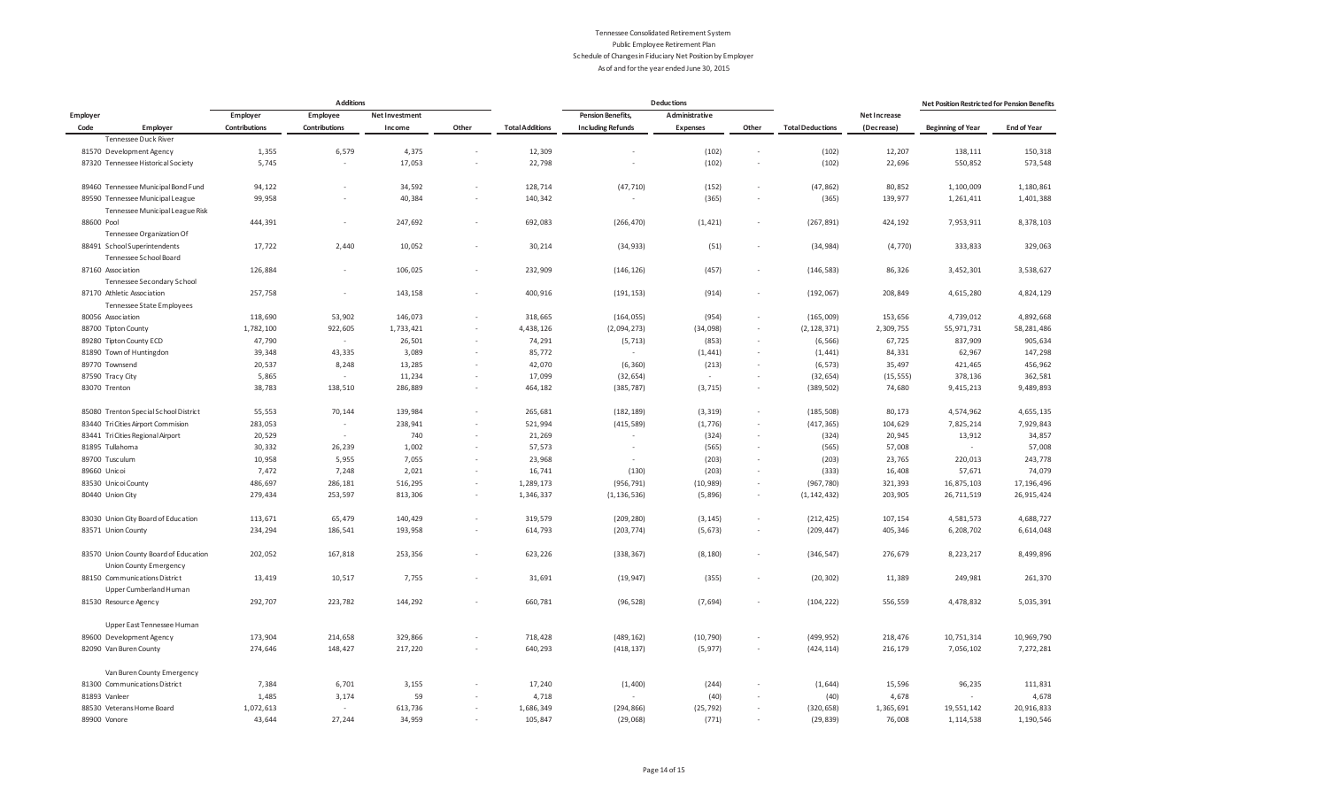Tennessee Consolidated Retirement System
Public Employee Retirement Plan
Schedule of Changes in Fiduciary Net Position by Employer
As of and for the year ended June 30, 2015

| | | Additions | | | | | Deductions | | | | | Net Position Restricted for Pension Benefits | |
|---|---|---|---|---|---|---|---|---|---|---|---|---|---|
| Employer Code | Employer | Employer Contributions | Employee Contributions | Net Investment Income | Other | Total Additions | Pension Benefits, Including Refunds | Administrative Expenses | Other | Total Deductions | Net Increase (Decrease) | Beginning of Year | End of Year |
| 81570 | Tennessee Duck River Development Agency | 1,355 | 6,579 | 4,375 | - | 12,309 | - | (102) | - | (102) | 12,207 | 138,111 | 150,318 |
| 87320 | Tennessee Historical Society | 5,745 | - | 17,053 | - | 22,798 | - | (102) | - | (102) | 22,696 | 550,852 | 573,548 |
| 89460 | Tennessee Municipal Bond Fund | 94,122 | - | 34,592 | - | 128,714 | (47,710) | (152) | - | (47,862) | 80,852 | 1,100,009 | 1,180,861 |
| 89590 | Tennessee Municipal League | 99,958 | - | 40,384 | - | 140,342 | - | (365) | - | (365) | 139,977 | 1,261,411 | 1,401,388 |
| 88600 | Tennessee Municipal League Risk Pool | 444,391 | - | 247,692 | - | 692,083 | (266,470) | (1,421) | - | (267,891) | 424,192 | 7,953,911 | 8,378,103 |
| 88491 | Tennessee Organization Of School Superintendents | 17,722 | 2,440 | 10,052 | - | 30,214 | (34,933) | (51) | - | (34,984) | (4,770) | 333,833 | 329,063 |
| 87160 | Tennessee School Board Association | 126,884 | - | 106,025 | - | 232,909 | (146,126) | (457) | - | (146,583) | 86,326 | 3,452,301 | 3,538,627 |
| 87170 | Tennessee Secondary School Athletic Association | 257,758 | - | 143,158 | - | 400,916 | (191,153) | (914) | - | (192,067) | 208,849 | 4,615,280 | 4,824,129 |
| 80056 | Tennessee State Employees Association | 118,690 | 53,902 | 146,073 | - | 318,665 | (164,055) | (954) | - | (165,009) | 153,656 | 4,739,012 | 4,892,668 |
| 88700 | Tipton County | 1,782,100 | 922,605 | 1,733,421 | - | 4,438,126 | (2,094,273) | (34,098) | - | (2,128,371) | 2,309,755 | 55,971,731 | 58,281,486 |
| 89280 | Tipton County ECD | 47,790 | - | 26,501 | - | 74,291 | (5,713) | (853) | - | (6,566) | 67,725 | 837,909 | 905,634 |
| 81890 | Town of Huntingdon | 39,348 | 43,335 | 3,089 | - | 85,772 | - | (1,441) | - | (1,441) | 84,331 | 62,967 | 147,298 |
| 89770 | Townsend | 20,537 | 8,248 | 13,285 | - | 42,070 | (6,360) | (213) | - | (6,573) | 35,497 | 421,465 | 456,962 |
| 87590 | Tracy City | 5,865 | - | 11,234 | - | 17,099 | (32,654) | - | - | (32,654) | (15,555) | 378,136 | 362,581 |
| 83070 | Trenton | 38,783 | 138,510 | 286,889 | - | 464,182 | (385,787) | (3,715) | - | (389,502) | 74,680 | 9,415,213 | 9,489,893 |
| 85080 | Trenton Special School District | 55,553 | 70,144 | 139,984 | - | 265,681 | (182,189) | (3,319) | - | (185,508) | 80,173 | 4,574,962 | 4,655,135 |
| 83440 | Tri Cities Airport Commision | 283,053 | - | 238,941 | - | 521,994 | (415,589) | (1,776) | - | (417,365) | 104,629 | 7,825,214 | 7,929,843 |
| 83441 | Tri Cities Regional Airport | 20,529 | - | 740 | - | 21,269 | - | (324) | - | (324) | 20,945 | 13,912 | 34,857 |
| 81895 | Tullahoma | 30,332 | 26,239 | 1,002 | - | 57,573 | - | (565) | - | (565) | 57,008 | - | 57,008 |
| 89700 | Tusculum | 10,958 | 5,955 | 7,055 | - | 23,968 | - | (203) | - | (203) | 23,765 | 220,013 | 243,778 |
| 89660 | Unicoi | 7,472 | 7,248 | 2,021 | - | 16,741 | (130) | (203) | - | (333) | 16,408 | 57,671 | 74,079 |
| 83530 | Unicoi County | 486,697 | 286,181 | 516,295 | - | 1,289,173 | (956,791) | (10,989) | - | (967,780) | 321,393 | 16,875,103 | 17,196,496 |
| 80440 | Union City | 279,434 | 253,597 | 813,306 | - | 1,346,337 | (1,136,536) | (5,896) | - | (1,142,432) | 203,905 | 26,711,519 | 26,915,424 |
| 83030 | Union City Board of Education | 113,671 | 65,479 | 140,429 | - | 319,579 | (209,280) | (3,145) | - | (212,425) | 107,154 | 4,581,573 | 4,688,727 |
| 83571 | Union County | 234,294 | 186,541 | 193,958 | - | 614,793 | (203,774) | (5,673) | - | (209,447) | 405,346 | 6,208,702 | 6,614,048 |
| 83570 | Union County Board of Education | 202,052 | 167,818 | 253,356 | - | 623,226 | (338,367) | (8,180) | - | (346,547) | 276,679 | 8,223,217 | 8,499,896 |
| 88150 | Union County Emergency Communications District | 13,419 | 10,517 | 7,755 | - | 31,691 | (19,947) | (355) | - | (20,302) | 11,389 | 249,981 | 261,370 |
| 81530 | Upper Cumberland Human Resource Agency | 292,707 | 223,782 | 144,292 | - | 660,781 | (96,528) | (7,694) | - | (104,222) | 556,559 | 4,478,832 | 5,035,391 |
| 89600 | Upper East Tennessee Human Development Agency | 173,904 | 214,658 | 329,866 | - | 718,428 | (489,162) | (10,790) | - | (499,952) | 218,476 | 10,751,314 | 10,969,790 |
| 82090 | Van Buren County | 274,646 | 148,427 | 217,220 | - | 640,293 | (418,137) | (5,977) | - | (424,114) | 216,179 | 7,056,102 | 7,272,281 |
| 81300 | Van Buren County Emergency Communications District | 7,384 | 6,701 | 3,155 | - | 17,240 | (1,400) | (244) | - | (1,644) | 15,596 | 96,235 | 111,831 |
| 81893 | Vanleer | 1,485 | 3,174 | 59 | - | 4,718 | - | (40) | - | (40) | 4,678 | - | 4,678 |
| 88530 | Veterans Home Board | 1,072,613 | - | 613,736 | - | 1,686,349 | (294,866) | (25,792) | - | (320,658) | 1,365,691 | 19,551,142 | 20,916,833 |
| 89900 | Vonore | 43,644 | 27,244 | 34,959 | - | 105,847 | (29,068) | (771) | - | (29,839) | 76,008 | 1,114,538 | 1,190,546 |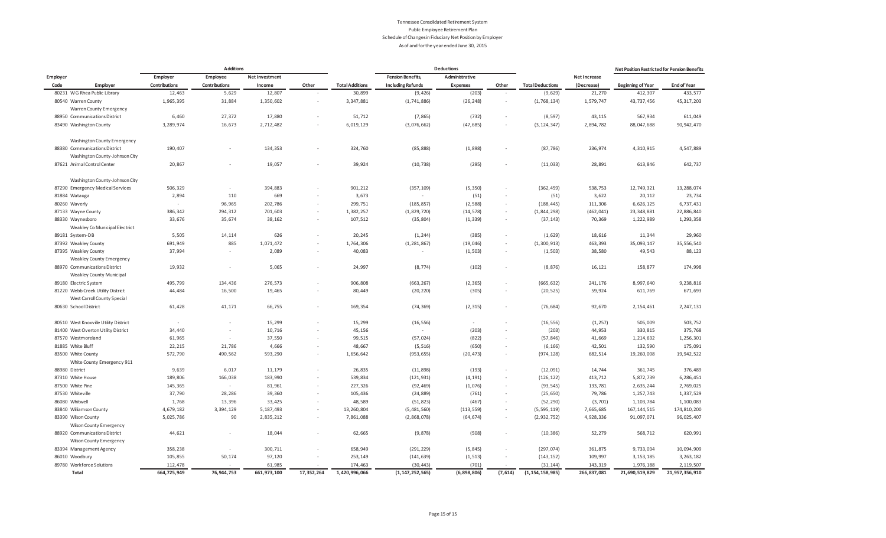# Tennessee Consolidated Retirement System

## Public Employee Retirement Plan

### Schedule of Changes in Fiduciary Net Position by Employer

As of and for the year ended June 30, 2015

| | | Additions | | | | | Deductions | | | | | Net Position Restricted for Pension Benefits | |
|---|---|---|---|---|---|---|---|---|---|---|---|---|---|
| Employer Code | Employer | Employer Contributions | Employee Contributions | Net Investment Income | Other | Total Additions | Pension Benefits, Including Refunds | Administrative Expenses | Other | Total Deductions | Net Increase (Decrease) | Beginning of Year | End of Year |
| 80231 | WG Rhea Public Library | 12,463 | 5,629 | 12,807 | - | 30,899 | (9,426) | (203) | - | (9,629) | 21,270 | 412,307 | 433,577 |
| 80540 | Warren County | 1,965,395 | 31,884 | 1,350,602 | - | 3,347,881 | (1,741,886) | (26,248) | - | (1,768,134) | 1,579,747 | 43,737,456 | 45,317,203 |
| 88950 | Warren County Emergency Communications District | 6,460 | 27,372 | 17,880 | - | 51,712 | (7,865) | (732) | - | (8,597) | 43,115 | 567,934 | 611,049 |
| 83490 | Washington County | 3,289,974 | 16,673 | 2,712,482 | - | 6,019,129 | (3,076,662) | (47,685) | - | (3,124,347) | 2,894,782 | 88,047,688 | 90,942,470 |
| 88380 | Washington County Emergency Communications District | 190,407 | - | 134,353 | - | 324,760 | (85,888) | (1,898) | - | (87,786) | 236,974 | 4,310,915 | 4,547,889 |
| 87621 | Washington County-Johnson City Animal Control Center | 20,867 | - | 19,057 | - | 39,924 | (10,738) | (295) | - | (11,033) | 28,891 | 613,846 | 642,737 |
| 87290 | Washington County-Johnson City Emergency Medical Services | 506,329 | - | 394,883 | - | 901,212 | (357,109) | (5,350) | - | (362,459) | 538,753 | 12,749,321 | 13,288,074 |
| 81884 | Watauga | 2,894 | 110 | 669 | - | 3,673 | - | (51) | - | (51) | 3,622 | 20,112 | 23,734 |
| 80260 | Waverly | - | 96,965 | 202,786 | - | 299,751 | (185,857) | (2,588) | - | (188,445) | 111,306 | 6,626,125 | 6,737,431 |
| 87133 | Wayne County | 386,342 | 294,312 | 701,603 | - | 1,382,257 | (1,829,720) | (14,578) | - | (1,844,298) | (462,041) | 23,348,881 | 22,886,840 |
| 88330 | Waynesboro | 33,676 | 35,674 | 38,162 | - | 107,512 | (35,804) | (1,339) | - | (37,143) | 70,369 | 1,222,989 | 1,293,358 |
| 89181 | Weakley Co Municipal Electrict System-DB | 5,505 | 14,114 | 626 | - | 20,245 | (1,244) | (385) | - | (1,629) | 18,616 | 11,344 | 29,960 |
| 87392 | Weakley County | 691,949 | 885 | 1,071,472 | - | 1,764,306 | (1,281,867) | (19,046) | - | (1,300,913) | 463,393 | 35,093,147 | 35,556,540 |
| 87395 | Weakley County | 37,994 | - | 2,089 | - | 40,083 | - | (1,503) | - | (1,503) | 38,580 | 49,543 | 88,123 |
| 88970 | Weakley County Emergency Communications District | 19,932 | - | 5,065 | - | 24,997 | (8,774) | (102) | - | (8,876) | 16,121 | 158,877 | 174,998 |
| 89180 | Weakley County Municipal Electric System | 495,799 | 134,436 | 276,573 | - | 906,808 | (663,267) | (2,365) | - | (665,632) | 241,176 | 8,997,640 | 9,238,816 |
| 81220 | Webb Creek Utility District | 44,484 | 16,500 | 19,465 | - | 80,449 | (20,220) | (305) | - | (20,525) | 59,924 | 611,769 | 671,693 |
| 80630 | West Carroll County Special School District | 61,428 | 41,171 | 66,755 | - | 169,354 | (74,369) | (2,315) | - | (76,684) | 92,670 | 2,154,461 | 2,247,131 |
| 80510 | West Knoxville Utility District | - | - | 15,299 | - | 15,299 | (16,556) | - | - | (16,556) | (1,257) | 505,009 | 503,752 |
| 81400 | West Overton Utility District | 34,440 | - | 10,716 | - | 45,156 | - | (203) | - | (203) | 44,953 | 330,815 | 375,768 |
| 87570 | Westmoreland | 61,965 | - | 37,550 | - | 99,515 | (57,024) | (822) | - | (57,846) | 41,669 | 1,214,632 | 1,256,301 |
| 81885 | White Bluff | 22,215 | 21,786 | 4,666 | - | 48,667 | (5,516) | (650) | - | (6,166) | 42,501 | 132,590 | 175,091 |
| 83500 | White County | 572,790 | 490,562 | 593,290 | - | 1,656,642 | (953,655) | (20,473) | - | (974,128) | 682,514 | 19,260,008 | 19,942,522 |
| 88980 | White County Emergency 911 District | 9,639 | 6,017 | 11,179 | - | 26,835 | (11,898) | (193) | - | (12,091) | 14,744 | 361,745 | 376,489 |
| 87310 | White House | 189,806 | 166,038 | 183,990 | - | 539,834 | (121,931) | (4,191) | - | (126,122) | 413,712 | 5,872,739 | 6,286,451 |
| 87500 | White Pine | 145,365 | - | 81,961 | - | 227,326 | (92,469) | (1,076) | - | (93,545) | 133,781 | 2,635,244 | 2,769,025 |
| 87530 | Whiteville | 37,790 | 28,286 | 39,360 | - | 105,436 | (24,889) | (761) | - | (25,650) | 79,786 | 1,257,743 | 1,337,529 |
| 86080 | Whitwell | 1,768 | 13,396 | 33,425 | - | 48,589 | (51,823) | (467) | - | (52,290) | (3,701) | 1,103,784 | 1,100,083 |
| 83840 | Williamson County | 4,679,182 | 3,394,129 | 5,187,493 | - | 13,260,804 | (5,481,560) | (113,559) | - | (5,595,119) | 7,665,685 | 167,144,515 | 174,810,200 |
| 83390 | Wilson County | 5,025,786 | 90 | 2,835,212 | - | 7,861,088 | (2,868,078) | (64,674) | - | (2,932,752) | 4,928,336 | 91,097,071 | 96,025,407 |
| 88920 | Wilson County Emergency Communications District | 44,621 | - | 18,044 | - | 62,665 | (9,878) | (508) | - | (10,386) | 52,279 | 568,712 | 620,991 |
| 83394 | Wilson County Emergency Management Agency | 358,238 | - | 300,711 | - | 658,949 | (291,229) | (5,845) | - | (297,074) | 361,875 | 9,733,034 | 10,094,909 |
| 86010 | Woodbury | 105,855 | 50,174 | 97,120 | - | 253,149 | (141,639) | (1,513) | - | (143,152) | 109,997 | 3,153,185 | 3,263,182 |
| 89780 | Workforce Solutions | 112,478 | - | 61,985 | - | 174,463 | (30,443) | (701) | - | (31,144) | 143,319 | 1,976,188 | 2,119,507 |
| | **Total** | **664,725,949** | **76,944,753** | **661,973,100** | **17,352,264** | **1,420,996,066** | **(1,147,252,565)** | **(6,898,806)** | **(7,614)** | **(1,154,158,985)** | **266,837,081** | **21,690,519,829** | **21,957,356,910** |